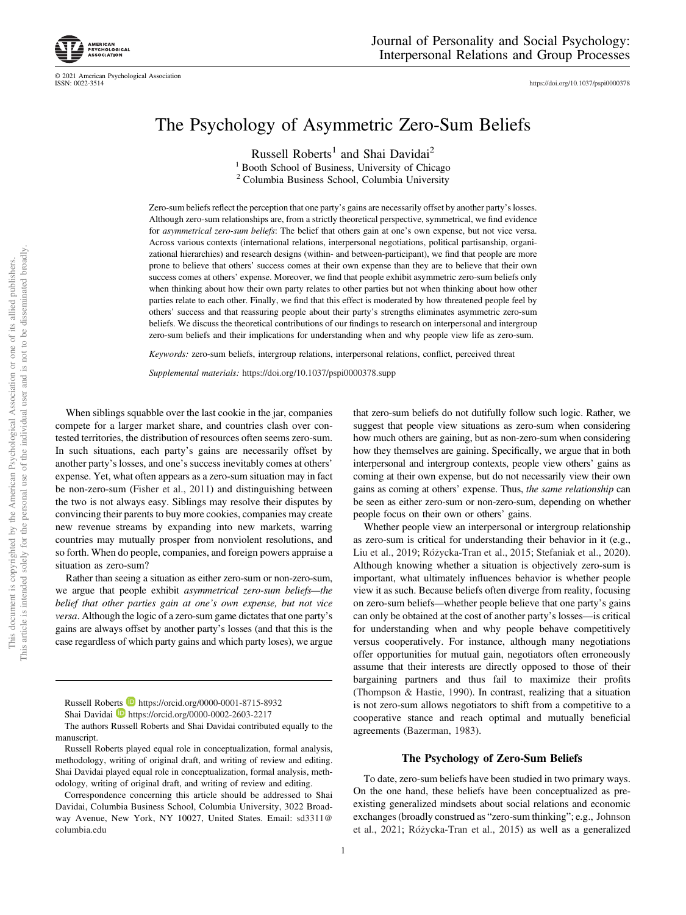# The Psychology of Asymmetric Zero-Sum Beliefs

Russell Roberts[1] and Shai Davidai[2]

[1] Booth School of Business, University of Chicago
[2] Columbia Business School, Columbia University

Zero-sum beliefs reflect the perception that one party's gains are necessarily offset by another party's losses. Although zero-sum relationships are, from a strictly theoretical perspective, symmetrical, we find evidence for *asymmetrical zero-sum beliefs*: The belief that others gain at one's own expense, but not vice versa. Across various contexts (international relations, interpersonal negotiations, political partisanship, organizational hierarchies) and research designs (within- and between-participant), we find that people are more prone to believe that others' success comes at their own expense than they are to believe that their own success comes at others' expense. Moreover, we find that people exhibit asymmetric zero-sum beliefs only when thinking about how their own party relates to other parties but not when thinking about how other parties relate to each other. Finally, we find that this effect is moderated by how threatened people feel by others' success and that reassuring people about their party's strengths eliminates asymmetric zero-sum beliefs. We discuss the theoretical contributions of our findings to research on interpersonal and intergroup zero-sum beliefs and their implications for understanding when and why people view life as zero-sum.

*Keywords:* zero-sum beliefs, intergroup relations, interpersonal relations, conflict, perceived threat

*Supplemental materials:* https://doi.org/10.1037/pspi0000378.supp

When siblings squabble over the last cookie in the jar, companies compete for a larger market share, and countries clash over contested territories, the distribution of resources often seems zero-sum. In such situations, each party's gains are necessarily offset by another party's losses, and one's success inevitably comes at others' expense. Yet, what often appears as a zero-sum situation may in fact be non-zero-sum (Fisher et al., 2011) and distinguishing between the two is not always easy. Siblings may resolve their disputes by convincing their parents to buy more cookies, companies may create new revenue streams by expanding into new markets, warring countries may mutually prosper from nonviolent resolutions, and so forth. When do people, companies, and foreign powers appraise a situation as zero-sum?

Rather than seeing a situation as either zero-sum or non-zero-sum, we argue that people exhibit *asymmetrical zero-sum beliefs—the belief that other parties gain at one's own expense, but not vice versa*. Although the logic of a zero-sum game dictates that one party's gains are always offset by another party's losses (and that this is the case regardless of which party gains and which party loses), we argue that zero-sum beliefs do not dutifully follow such logic. Rather, we suggest that people view situations as zero-sum when considering how much others are gaining, but as non-zero-sum when considering how they themselves are gaining. Specifically, we argue that in both interpersonal and intergroup contexts, people view others' gains as coming at their own expense, but do not necessarily view their own gains as coming at others' expense. Thus, *the same relationship* can be seen as either zero-sum or non-zero-sum, depending on whether people focus on their own or others' gains.

Whether people view an interpersonal or intergroup relationship as zero-sum is critical for understanding their behavior in it (e.g., Liu et al., 2019; Różycka-Tran et al., 2015; Stefaniak et al., 2020). Although knowing whether a situation is objectively zero-sum is important, what ultimately influences behavior is whether people view it as such. Because beliefs often diverge from reality, focusing on zero-sum beliefs—whether people believe that one party's gains can only be obtained at the cost of another party's losses—is critical for understanding when and why people behave competitively versus cooperatively. For instance, although many negotiations offer opportunities for mutual gain, negotiators often erroneously assume that their interests are directly opposed to those of their bargaining partners and thus fail to maximize their profits (Thompson & Hastie, 1990). In contrast, realizing that a situation is not zero-sum allows negotiators to shift from a competitive to a cooperative stance and reach optimal and mutually beneficial agreements (Bazerman, 1983).

## The Psychology of Zero-Sum Beliefs

To date, zero-sum beliefs have been studied in two primary ways. On the one hand, these beliefs have been conceptualized as pre-existing generalized mindsets about social relations and economic exchanges (broadly construed as "zero-sum thinking"; e.g., Johnson et al., 2021; Różycka-Tran et al., 2015) as well as a generalized

---

Russell Roberts https://orcid.org/0000-0001-8715-8932

Shai Davidai https://orcid.org/0000-0002-2603-2217

The authors Russell Roberts and Shai Davidai contributed equally to the manuscript.

Russell Roberts played equal role in conceptualization, formal analysis, methodology, writing of original draft, and writing of review and editing. Shai Davidai played equal role in conceptualization, formal analysis, methodology, writing of original draft, and writing of review and editing.

Correspondence concerning this article should be addressed to Shai Davidai, Columbia Business School, Columbia University, 3022 Broadway Avenue, New York, NY 10027, United States. Email: sd3311@columbia.edu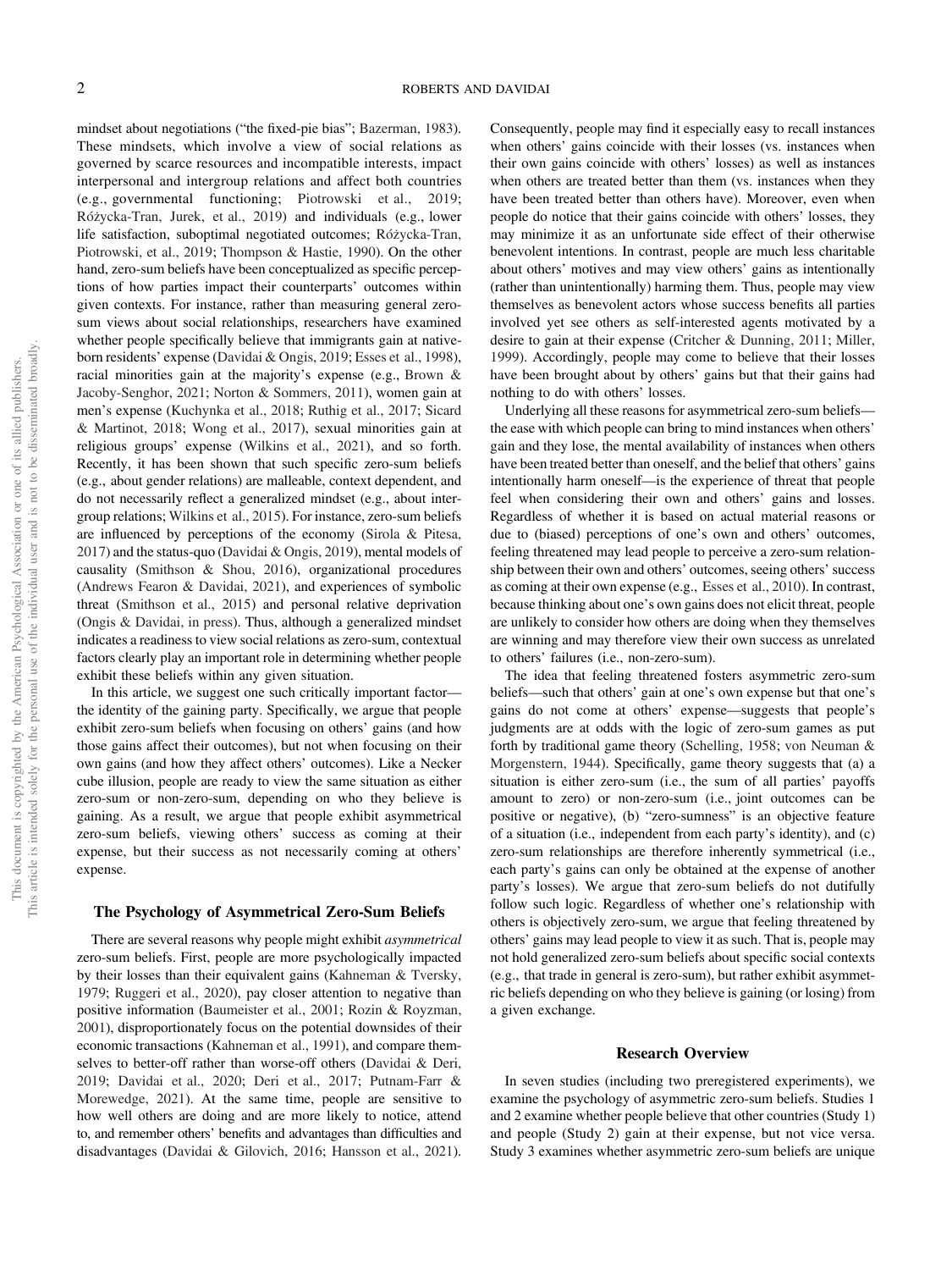mindset about negotiations ("the fixed-pie bias"; Bazerman, 1983). These mindsets, which involve a view of social relations as governed by scarce resources and incompatible interests, impact interpersonal and intergroup relations and affect both countries (e.g., governmental functioning; Piotrowski et al., 2019; Różycka-Tran, Jurek, et al., 2019) and individuals (e.g., lower life satisfaction, suboptimal negotiated outcomes; Różycka-Tran, Piotrowski, et al., 2019; Thompson & Hastie, 1990). On the other hand, zero-sum beliefs have been conceptualized as specific perceptions of how parties impact their counterparts' outcomes within given contexts. For instance, rather than measuring general zero-sum views about social relationships, researchers have examined whether people specifically believe that immigrants gain at native-born residents' expense (Davidai & Ongis, 2019; Esses et al., 1998), racial minorities gain at the majority's expense (e.g., Brown & Jacoby-Senghor, 2021; Norton & Sommers, 2011), women gain at men's expense (Kuchynka et al., 2018; Ruthig et al., 2017; Sicard & Martinot, 2018; Wong et al., 2017), sexual minorities gain at religious groups' expense (Wilkins et al., 2021), and so forth. Recently, it has been shown that such specific zero-sum beliefs (e.g., about gender relations) are malleable, context dependent, and do not necessarily reflect a generalized mindset (e.g., about intergroup relations; Wilkins et al., 2015). For instance, zero-sum beliefs are influenced by perceptions of the economy (Sirola & Pitesa, 2017) and the status-quo (Davidai & Ongis, 2019), mental models of causality (Smithson & Shou, 2016), organizational procedures (Andrews Fearon & Davidai, 2021), and experiences of symbolic threat (Smithson et al., 2015) and personal relative deprivation (Ongis & Davidai, in press). Thus, although a generalized mindset indicates a readiness to view social relations as zero-sum, contextual factors clearly play an important role in determining whether people exhibit these beliefs within any given situation.

In this article, we suggest one such critically important factor—the identity of the gaining party. Specifically, we argue that people exhibit zero-sum beliefs when focusing on others' gains (and how those gains affect their outcomes), but not when focusing on their own gains (and how they affect others' outcomes). Like a Necker cube illusion, people are ready to view the same situation as either zero-sum or non-zero-sum, depending on who they believe is gaining. As a result, we argue that people exhibit asymmetrical zero-sum beliefs, viewing others' success as coming at their expense, but their success as not necessarily coming at others' expense.

## The Psychology of Asymmetrical Zero-Sum Beliefs

There are several reasons why people might exhibit *asymmetrical* zero-sum beliefs. First, people are more psychologically impacted by their losses than their equivalent gains (Kahneman & Tversky, 1979; Ruggeri et al., 2020), pay closer attention to negative than positive information (Baumeister et al., 2001; Rozin & Royzman, 2001), disproportionately focus on the potential downsides of their economic transactions (Kahneman et al., 1991), and compare themselves to better-off rather than worse-off others (Davidai & Deri, 2019; Davidai et al., 2020; Deri et al., 2017; Putnam-Farr & Morewedge, 2021). At the same time, people are sensitive to how well others are doing and are more likely to notice, attend to, and remember others' benefits and advantages than difficulties and disadvantages (Davidai & Gilovich, 2016; Hansson et al., 2021). Consequently, people may find it especially easy to recall instances when others' gains coincide with their losses (vs. instances when their own gains coincide with others' losses) as well as instances when others are treated better than them (vs. instances when they have been treated better than others have). Moreover, even when people do notice that their gains coincide with others' losses, they may minimize it as an unfortunate side effect of their otherwise benevolent intentions. In contrast, people are much less charitable about others' motives and may view others' gains as intentionally (rather than unintentionally) harming them. Thus, people may view themselves as benevolent actors whose success benefits all parties involved yet see others as self-interested agents motivated by a desire to gain at their expense (Critcher & Dunning, 2011; Miller, 1999). Accordingly, people may come to believe that their losses have been brought about by others' gains but that their gains had nothing to do with others' losses.

Underlying all these reasons for asymmetrical zero-sum beliefs—the ease with which people can bring to mind instances when others' gain and they lose, the mental availability of instances when others have been treated better than oneself, and the belief that others' gains intentionally harm oneself—is the experience of threat that people feel when considering their own and others' gains and losses. Regardless of whether it is based on actual material reasons or due to (biased) perceptions of one's own and others' outcomes, feeling threatened may lead people to perceive a zero-sum relationship between their own and others' outcomes, seeing others' success as coming at their own expense (e.g., Esses et al., 2010). In contrast, because thinking about one's own gains does not elicit threat, people are unlikely to consider how others are doing when they themselves are winning and may therefore view their own success as unrelated to others' failures (i.e., non-zero-sum).

The idea that feeling threatened fosters asymmetric zero-sum beliefs—such that others' gain at one's own expense but that one's gains do not come at others' expense—suggests that people's judgments are at odds with the logic of zero-sum games as put forth by traditional game theory (Schelling, 1958; von Neuman & Morgenstern, 1944). Specifically, game theory suggests that (a) a situation is either zero-sum (i.e., the sum of all parties' payoffs amount to zero) or non-zero-sum (i.e., joint outcomes can be positive or negative), (b) "zero-sumness" is an objective feature of a situation (i.e., independent from each party's identity), and (c) zero-sum relationships are therefore inherently symmetrical (i.e., each party's gains can only be obtained at the expense of another party's losses). We argue that zero-sum beliefs do not dutifully follow such logic. Regardless of whether one's relationship with others is objectively zero-sum, we argue that feeling threatened by others' gains may lead people to view it as such. That is, people may not hold generalized zero-sum beliefs about specific social contexts (e.g., that trade in general is zero-sum), but rather exhibit asymmetric beliefs depending on who they believe is gaining (or losing) from a given exchange.

## Research Overview

In seven studies (including two preregistered experiments), we examine the psychology of asymmetric zero-sum beliefs. Studies 1 and 2 examine whether people believe that other countries (Study 1) and people (Study 2) gain at their expense, but not vice versa. Study 3 examines whether asymmetric zero-sum beliefs are unique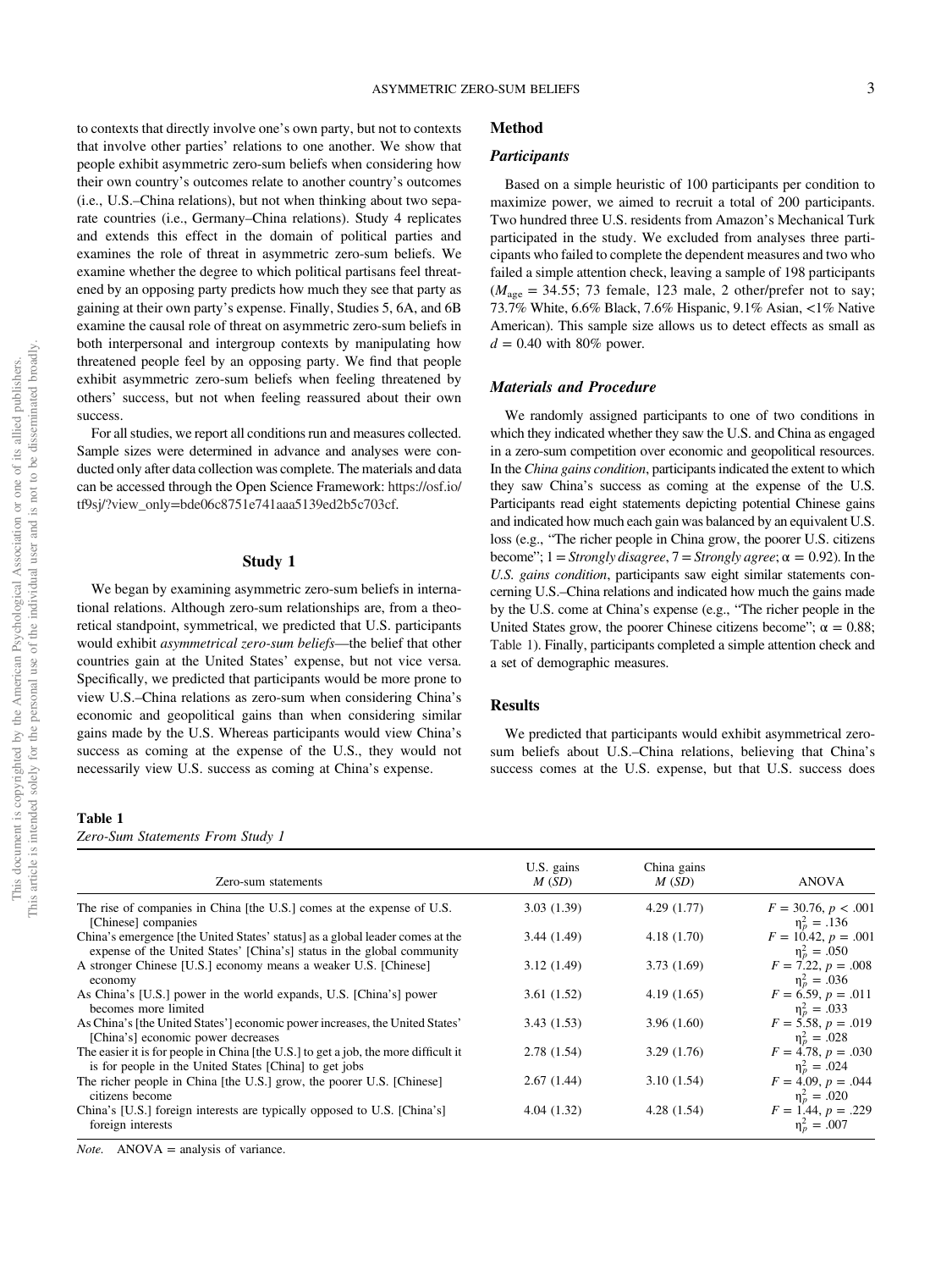to contexts that directly involve one's own party, but not to contexts that involve other parties' relations to one another. We show that people exhibit asymmetric zero-sum beliefs when considering how their own country's outcomes relate to another country's outcomes (i.e., U.S.–China relations), but not when thinking about two separate countries (i.e., Germany–China relations). Study 4 replicates and extends this effect in the domain of political parties and examines the role of threat in asymmetric zero-sum beliefs. We examine whether the degree to which political partisans feel threatened by an opposing party predicts how much they see that party as gaining at their own party's expense. Finally, Studies 5, 6A, and 6B examine the causal role of threat on asymmetric zero-sum beliefs in both interpersonal and intergroup contexts by manipulating how threatened people feel by an opposing party. We find that people exhibit asymmetric zero-sum beliefs when feeling threatened by others' success, but not when feeling reassured about their own success.

For all studies, we report all conditions run and measures collected. Sample sizes were determined in advance and analyses were conducted only after data collection was complete. The materials and data can be accessed through the Open Science Framework: https://osf.io/tf9sj/?view_only=bde06c8751e741aaa5139ed2b5c703cf.

## Study 1

We began by examining asymmetric zero-sum beliefs in international relations. Although zero-sum relationships are, from a theoretical standpoint, symmetrical, we predicted that U.S. participants would exhibit *asymmetrical zero-sum beliefs*—the belief that other countries gain at the United States' expense, but not vice versa. Specifically, we predicted that participants would be more prone to view U.S.–China relations as zero-sum when considering China's economic and geopolitical gains than when considering similar gains made by the U.S. Whereas participants would view China's success as coming at the expense of the U.S., they would not necessarily view U.S. success as coming at China's expense.

### Method

#### *Participants*

Based on a simple heuristic of 100 participants per condition to maximize power, we aimed to recruit a total of 200 participants. Two hundred three U.S. residents from Amazon's Mechanical Turk participated in the study. We excluded from analyses three participants who failed to complete the dependent measures and two who failed a simple attention check, leaving a sample of 198 participants ($M_{\text{age}} = 34.55$; 73 female, 123 male, 2 other/prefer not to say; 73.7% White, 6.6% Black, 7.6% Hispanic, 9.1% Asian, <1% Native American). This sample size allows us to detect effects as small as $d = 0.40$ with 80% power.

#### *Materials and Procedure*

We randomly assigned participants to one of two conditions in which they indicated whether they saw the U.S. and China as engaged in a zero-sum competition over economic and geopolitical resources. In the *China gains condition*, participants indicated the extent to which they saw China's success as coming at the expense of the U.S. Participants read eight statements depicting potential Chinese gains and indicated how much each gain was balanced by an equivalent U.S. loss (e.g., "The richer people in China grow, the poorer U.S. citizens become"; 1 = *Strongly disagree*, 7 = *Strongly agree*; $\alpha = 0.92$). In the *U.S. gains condition*, participants saw eight similar statements concerning U.S.–China relations and indicated how much the gains made by the U.S. come at China's expense (e.g., "The richer people in the United States grow, the poorer Chinese citizens become"; $\alpha = 0.88$; Table 1). Finally, participants completed a simple attention check and a set of demographic measures.

### Results

We predicted that participants would exhibit asymmetrical zero-sum beliefs about U.S.–China relations, believing that China's success comes at the U.S. expense, but that U.S. success does

**Table 1**
*Zero-Sum Statements From Study 1*

| Zero-sum statements | U.S. gains $M$ ($SD$) | China gains $M$ ($SD$) | ANOVA |
|---|---|---|---|
| The rise of companies in China [the U.S.] comes at the expense of U.S. [Chinese] companies | 3.03 (1.39) | 4.29 (1.77) | $F = 30.76$, $p < .001$ $\eta_p^2 = .136$ |
| China's emergence [the United States' status] as a global leader comes at the expense of the United States' [China's] status in the global community | 3.44 (1.49) | 4.18 (1.70) | $F = 10.42$, $p = .001$ $\eta_p^2 = .050$ |
| A stronger Chinese [U.S.] economy means a weaker U.S. [Chinese] economy | 3.12 (1.49) | 3.73 (1.69) | $F = 7.22$, $p = .008$ $\eta_p^2 = .036$ |
| As China's [U.S.] power in the world expands, U.S. [China's] power becomes more limited | 3.61 (1.52) | 4.19 (1.65) | $F = 6.59$, $p = .011$ $\eta_p^2 = .033$ |
| As China's [the United States'] economic power increases, the United States' [China's] economic power decreases | 3.43 (1.53) | 3.96 (1.60) | $F = 5.58$, $p = .019$ $\eta_p^2 = .028$ |
| The easier it is for people in China [the U.S.] to get a job, the more difficult it is for people in the United States [China] to get jobs | 2.78 (1.54) | 3.29 (1.76) | $F = 4.78$, $p = .030$ $\eta_p^2 = .024$ |
| The richer people in China [the U.S.] grow, the poorer U.S. [Chinese] citizens become | 2.67 (1.44) | 3.10 (1.54) | $F = 4.09$, $p = .044$ $\eta_p^2 = .020$ |
| China's [U.S.] foreign interests are typically opposed to U.S. [China's] foreign interests | 4.04 (1.32) | 4.28 (1.54) | $F = 1.44$, $p = .229$ $\eta_p^2 = .007$ |

*Note.* ANOVA = analysis of variance.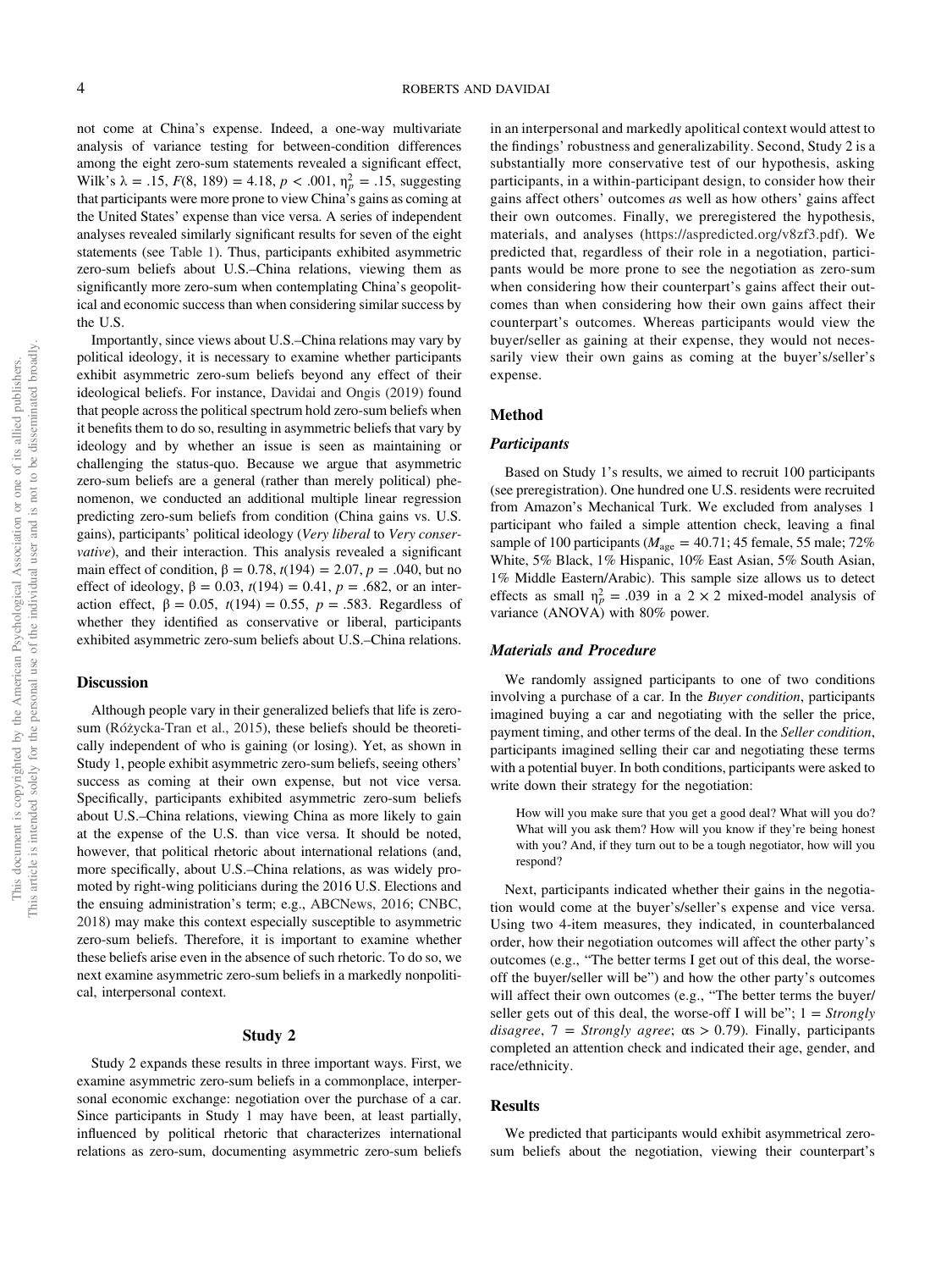not come at China's expense. Indeed, a one-way multivariate analysis of variance testing for between-condition differences among the eight zero-sum statements revealed a significant effect, Wilk's $\lambda = .15$, $F(8, 189) = 4.18$, $p < .001$, $\eta_p^2 = .15$, suggesting that participants were more prone to view China's gains as coming at the United States' expense than vice versa. A series of independent analyses revealed similarly significant results for seven of the eight statements (see Table 1). Thus, participants exhibited asymmetric zero-sum beliefs about U.S.–China relations, viewing them as significantly more zero-sum when contemplating China's geopolitical and economic success than when considering similar success by the U.S.

Importantly, since views about U.S.–China relations may vary by political ideology, it is necessary to examine whether participants exhibit asymmetric zero-sum beliefs beyond any effect of their ideological beliefs. For instance, Davidai and Ongis (2019) found that people across the political spectrum hold zero-sum beliefs when it benefits them to do so, resulting in asymmetric beliefs that vary by ideology and by whether an issue is seen as maintaining or challenging the status-quo. Because we argue that asymmetric zero-sum beliefs are a general (rather than merely political) phenomenon, we conducted an additional multiple linear regression predicting zero-sum beliefs from condition (China gains vs. U.S. gains), participants' political ideology (*Very liberal* to *Very conservative*), and their interaction. This analysis revealed a significant main effect of condition, $\beta = 0.78$, $t(194) = 2.07$, $p = .040$, but no effect of ideology, $\beta = 0.03$, $t(194) = 0.41$, $p = .682$, or an interaction effect, $\beta = 0.05$, $t(194) = 0.55$, $p = .583$. Regardless of whether they identified as conservative or liberal, participants exhibited asymmetric zero-sum beliefs about U.S.–China relations.

## Discussion

Although people vary in their generalized beliefs that life is zero-sum (Różycka-Tran et al., 2015), these beliefs should be theoretically independent of who is gaining (or losing). Yet, as shown in Study 1, people exhibit asymmetric zero-sum beliefs, seeing others' success as coming at their own expense, but not vice versa. Specifically, participants exhibited asymmetric zero-sum beliefs about U.S.–China relations, viewing China as more likely to gain at the expense of the U.S. than vice versa. It should be noted, however, that political rhetoric about international relations (and, more specifically, about U.S.–China relations, as was widely promoted by right-wing politicians during the 2016 U.S. Elections and the ensuing administration's term; e.g., ABCNews, 2016; CNBC, 2018) may make this context especially susceptible to asymmetric zero-sum beliefs. Therefore, it is important to examine whether these beliefs arise even in the absence of such rhetoric. To do so, we next examine asymmetric zero-sum beliefs in a markedly nonpolitical, interpersonal context.

# Study 2

Study 2 expands these results in three important ways. First, we examine asymmetric zero-sum beliefs in a commonplace, interpersonal economic exchange: negotiation over the purchase of a car. Since participants in Study 1 may have been, at least partially, influenced by political rhetoric that characterizes international relations as zero-sum, documenting asymmetric zero-sum beliefs in an interpersonal and markedly apolitical context would attest to the findings' robustness and generalizability. Second, Study 2 is a substantially more conservative test of our hypothesis, asking participants, in a within-participant design, to consider how their gains affect others' outcomes *a*s well as how others' gains affect their own outcomes. Finally, we preregistered the hypothesis, materials, and analyses (https://aspredicted.org/v8zf3.pdf). We predicted that, regardless of their role in a negotiation, participants would be more prone to see the negotiation as zero-sum when considering how their counterpart's gains affect their outcomes than when considering how their own gains affect their counterpart's outcomes. Whereas participants would view the buyer/seller as gaining at their expense, they would not necessarily view their own gains as coming at the buyer's/seller's expense.

## Method

### Participants

Based on Study 1's results, we aimed to recruit 100 participants (see preregistration). One hundred one U.S. residents were recruited from Amazon's Mechanical Turk. We excluded from analyses 1 participant who failed a simple attention check, leaving a final sample of 100 participants ($M_{age} = 40.71$; 45 female, 55 male; 72% White, 5% Black, 1% Hispanic, 10% East Asian, 5% South Asian, 1% Middle Eastern/Arabic). This sample size allows us to detect effects as small $\eta_p^2 = .039$ in a 2 × 2 mixed-model analysis of variance (ANOVA) with 80% power.

### Materials and Procedure

We randomly assigned participants to one of two conditions involving a purchase of a car. In the *Buyer condition*, participants imagined buying a car and negotiating with the seller the price, payment timing, and other terms of the deal. In the *Seller condition*, participants imagined selling their car and negotiating these terms with a potential buyer. In both conditions, participants were asked to write down their strategy for the negotiation:

> How will you make sure that you get a good deal? What will you do? What will you ask them? How will you know if they're being honest with you? And, if they turn out to be a tough negotiator, how will you respond?

Next, participants indicated whether their gains in the negotiation would come at the buyer's/seller's expense and vice versa. Using two 4-item measures, they indicated, in counterbalanced order, how their negotiation outcomes will affect the other party's outcomes (e.g., "The better terms I get out of this deal, the worse-off the buyer/seller will be") and how the other party's outcomes will affect their own outcomes (e.g., "The better terms the buyer/seller gets out of this deal, the worse-off I will be"; 1 = *Strongly disagree*, 7 = *Strongly agree*; αs > 0.79). Finally, participants completed an attention check and indicated their age, gender, and race/ethnicity.

## Results

We predicted that participants would exhibit asymmetrical zero-sum beliefs about the negotiation, viewing their counterpart's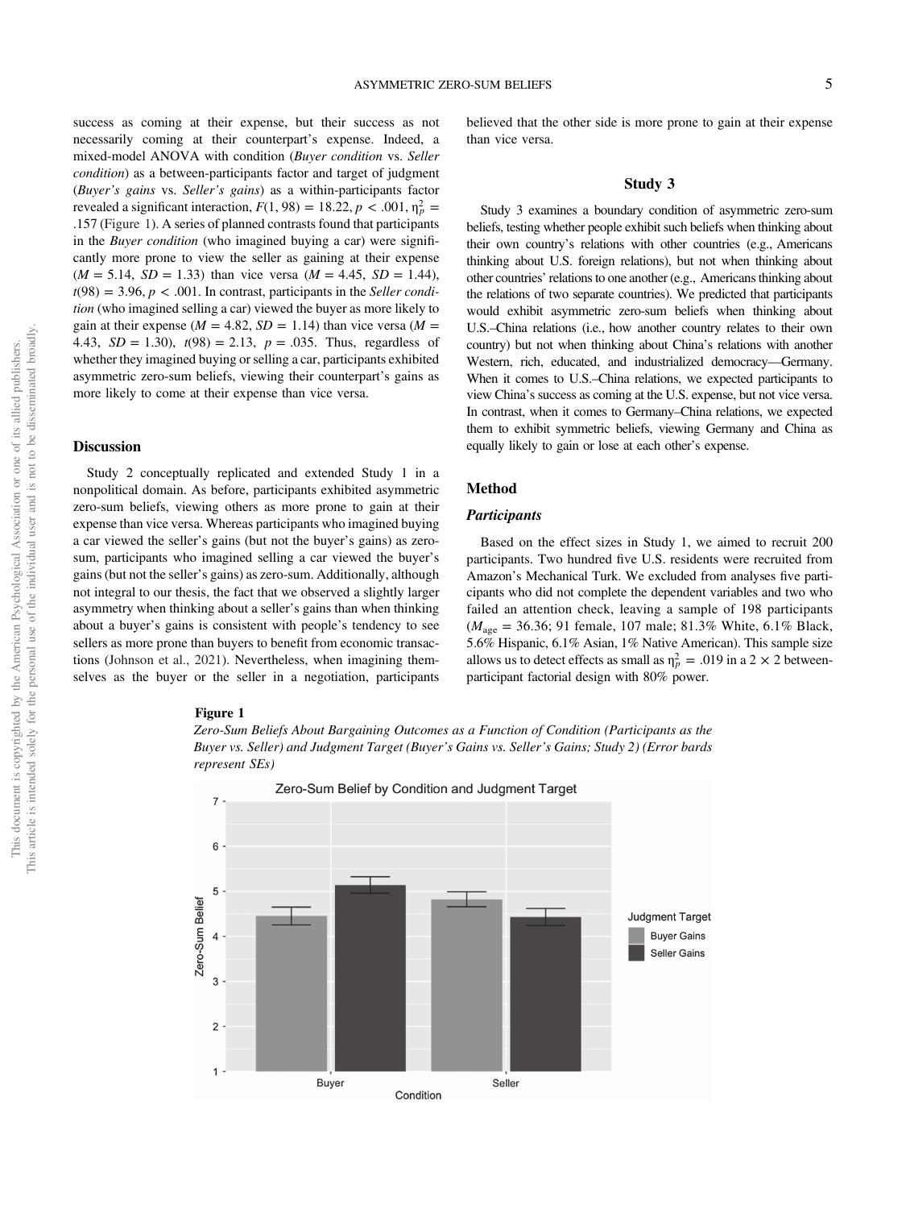success as coming at their expense, but their success as not necessarily coming at their counterpart's expense. Indeed, a mixed-model ANOVA with condition (*Buyer condition* vs. *Seller condition*) as a between-participants factor and target of judgment (*Buyer's gains* vs. *Seller's gains*) as a within-participants factor revealed a significant interaction, $F(1, 98) = 18.22, p < .001, \eta_p^2 = .157$ (Figure 1). A series of planned contrasts found that participants in the *Buyer condition* (who imagined buying a car) were significantly more prone to view the seller as gaining at their expense ($M = 5.14$, $SD = 1.33$) than vice versa ($M = 4.45$, $SD = 1.44$), $t(98) = 3.96, p < .001$. In contrast, participants in the *Seller condition* (who imagined selling a car) viewed the buyer as more likely to gain at their expense ($M = 4.82$, $SD = 1.14$) than vice versa ($M = 4.43$, $SD = 1.30$), $t(98) = 2.13$, $p = .035$. Thus, regardless of whether they imagined buying or selling a car, participants exhibited asymmetric zero-sum beliefs, viewing their counterpart's gains as more likely to come at their expense than vice versa.

### Discussion

Study 2 conceptually replicated and extended Study 1 in a nonpolitical domain. As before, participants exhibited asymmetric zero-sum beliefs, viewing others as more prone to gain at their expense than vice versa. Whereas participants who imagined buying a car viewed the seller's gains (but not the buyer's gains) as zero-sum, participants who imagined selling a car viewed the buyer's gains (but not the seller's gains) as zero-sum. Additionally, although not integral to our thesis, the fact that we observed a slightly larger asymmetry when thinking about a seller's gains than when thinking about a buyer's gains is consistent with people's tendency to see sellers as more prone than buyers to benefit from economic transactions (Johnson et al., 2021). Nevertheless, when imagining themselves as the buyer or the seller in a negotiation, participants believed that the other side is more prone to gain at their expense than vice versa.

## Study 3

Study 3 examines a boundary condition of asymmetric zero-sum beliefs, testing whether people exhibit such beliefs when thinking about their own country's relations with other countries (e.g., Americans thinking about U.S. foreign relations), but not when thinking about other countries' relations to one another (e.g., Americans thinking about the relations of two separate countries). We predicted that participants would exhibit asymmetric zero-sum beliefs when thinking about U.S.–China relations (i.e., how another country relates to their own country) but not when thinking about China's relations with another Western, rich, educated, and industrialized democracy—Germany. When it comes to U.S.–China relations, we expected participants to view China's success as coming at the U.S. expense, but not vice versa. In contrast, when it comes to Germany–China relations, we expected them to exhibit symmetric beliefs, viewing Germany and China as equally likely to gain or lose at each other's expense.

### Method

#### Participants

Based on the effect sizes in Study 1, we aimed to recruit 200 participants. Two hundred five U.S. residents were recruited from Amazon's Mechanical Turk. We excluded from analyses five participants who did not complete the dependent variables and two who failed an attention check, leaving a sample of 198 participants ($M_{\text{age}} = 36.36$; 91 female, 107 male; 81.3% White, 6.1% Black, 5.6% Hispanic, 6.1% Asian, 1% Native American). This sample size allows us to detect effects as small as $\eta_p^2 = .019$ in a 2 × 2 between-participant factorial design with 80% power.

**Figure 1**

*Zero-Sum Beliefs About Bargaining Outcomes as a Function of Condition (Participants as the Buyer vs. Seller) and Judgment Target (Buyer's Gains vs. Seller's Gains; Study 2) (Error bards represent SEs)*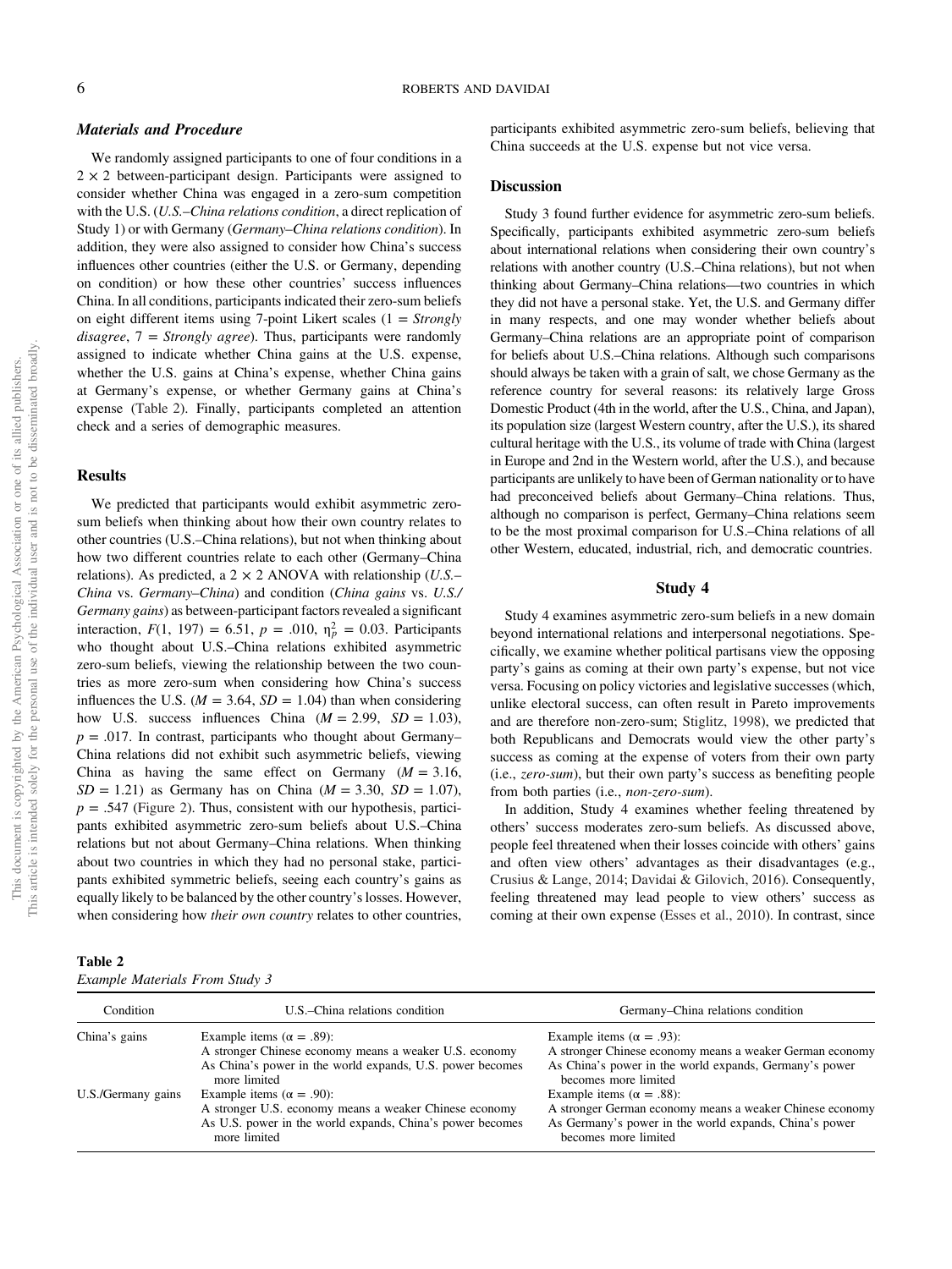### Materials and Procedure

We randomly assigned participants to one of four conditions in a $2 \times 2$ between-participant design. Participants were assigned to consider whether China was engaged in a zero-sum competition with the U.S. (*U.S.–China relations condition*, a direct replication of Study 1) or with Germany (*Germany–China relations condition*). In addition, they were also assigned to consider how China's success influences other countries (either the U.S. or Germany, depending on condition) or how these other countries' success influences China. In all conditions, participants indicated their zero-sum beliefs on eight different items using 7-point Likert scales (1 = *Strongly disagree*, 7 = *Strongly agree*). Thus, participants were randomly assigned to indicate whether China gains at the U.S. expense, whether the U.S. gains at China's expense, whether China gains at Germany's expense, or whether Germany gains at China's expense (Table 2). Finally, participants completed an attention check and a series of demographic measures.

### Results

We predicted that participants would exhibit asymmetric zero-sum beliefs when thinking about how their own country relates to other countries (U.S.–China relations), but not when thinking about how two different countries relate to each other (Germany–China relations). As predicted, a $2 \times 2$ ANOVA with relationship (*U.S.–China* vs. *Germany–China*) and condition (*China gains* vs. *U.S./Germany gains*) as between-participant factors revealed a significant interaction, $F(1, 197) = 6.51$, $p = .010$, $\eta_p^2 = 0.03$. Participants who thought about U.S.–China relations exhibited asymmetric zero-sum beliefs, viewing the relationship between the two countries as more zero-sum when considering how China's success influences the U.S. ($M = 3.64$, $SD = 1.04$) than when considering how U.S. success influences China ($M = 2.99$, $SD = 1.03$), $p = .017$. In contrast, participants who thought about Germany–China relations did not exhibit such asymmetric beliefs, viewing China as having the same effect on Germany ($M = 3.16$, $SD = 1.21$) as Germany has on China ($M = 3.30$, $SD = 1.07$), $p = .547$ (Figure 2). Thus, consistent with our hypothesis, participants exhibited asymmetric zero-sum beliefs about U.S.–China relations but not about Germany–China relations. When thinking about two countries in which they had no personal stake, participants exhibited symmetric beliefs, seeing each country's gains as equally likely to be balanced by the other country's losses. However, when considering how *their own country* relates to other countries, participants exhibited asymmetric zero-sum beliefs, believing that China succeeds at the U.S. expense but not vice versa.

### Discussion

Study 3 found further evidence for asymmetric zero-sum beliefs. Specifically, participants exhibited asymmetric zero-sum beliefs about international relations when considering their own country's relations with another country (U.S.–China relations), but not when thinking about Germany–China relations—two countries in which they did not have a personal stake. Yet, the U.S. and Germany differ in many respects, and one may wonder whether beliefs about Germany–China relations are an appropriate point of comparison for beliefs about U.S.–China relations. Although such comparisons should always be taken with a grain of salt, we chose Germany as the reference country for several reasons: its relatively large Gross Domestic Product (4th in the world, after the U.S., China, and Japan), its population size (largest Western country, after the U.S.), its shared cultural heritage with the U.S., its volume of trade with China (largest in Europe and 2nd in the Western world, after the U.S.), and because participants are unlikely to have been of German nationality or to have had preconceived beliefs about Germany–China relations. Thus, although no comparison is perfect, Germany–China relations seem to be the most proximal comparison for U.S.–China relations of all other Western, educated, industrial, rich, and democratic countries.

## Study 4

Study 4 examines asymmetric zero-sum beliefs in a new domain beyond international relations and interpersonal negotiations. Specifically, we examine whether political partisans view the opposing party's gains as coming at their own party's expense, but not vice versa. Focusing on policy victories and legislative successes (which, unlike electoral success, can often result in Pareto improvements and are therefore non-zero-sum; Stiglitz, 1998), we predicted that both Republicans and Democrats would view the other party's success as coming at the expense of voters from their own party (i.e., *zero-sum*), but their own party's success as benefiting people from both parties (i.e., *non-zero-sum*).

In addition, Study 4 examines whether feeling threatened by others' success moderates zero-sum beliefs. As discussed above, people feel threatened when their losses coincide with others' gains and often view others' advantages as their disadvantages (e.g., Crusius & Lange, 2014; Davidai & Gilovich, 2016). Consequently, feeling threatened may lead people to view others' success as coming at their own expense (Esses et al., 2010). In contrast, since

**Table 2**
*Example Materials From Study 3*

| Condition | U.S.–China relations condition | Germany–China relations condition |
|---|---|---|
| China's gains | Example items (α = .89):<br>A stronger Chinese economy means a weaker U.S. economy<br>As China's power in the world expands, U.S. power becomes more limited | Example items (α = .93):<br>A stronger Chinese economy means a weaker German economy<br>As China's power in the world expands, Germany's power becomes more limited |
| U.S./Germany gains | Example items (α = .90):<br>A stronger U.S. economy means a weaker Chinese economy<br>As U.S. power in the world expands, China's power becomes more limited | Example items (α = .88):<br>A stronger German economy means a weaker Chinese economy<br>As Germany's power in the world expands, China's power becomes more limited |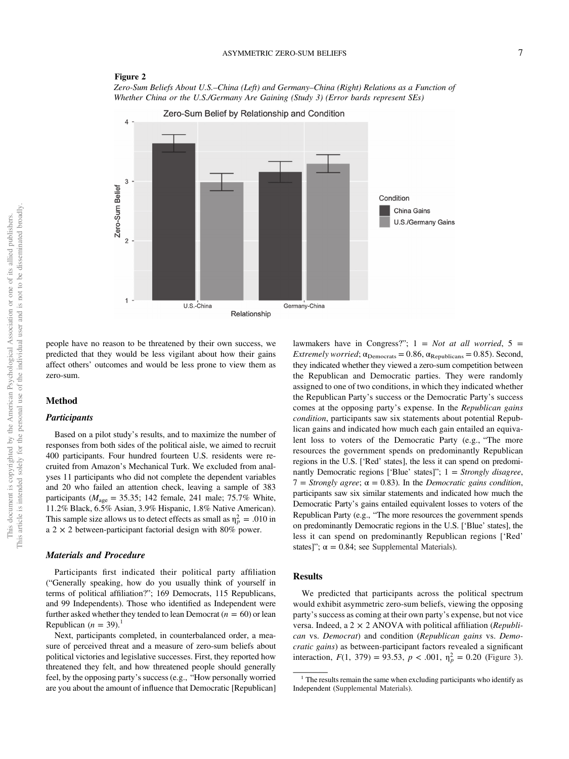**Figure 2**

*Zero-Sum Beliefs About U.S.–China (Left) and Germany–China (Right) Relations as a Function of Whether China or the U.S./Germany Are Gaining (Study 3) (Error bards represent SEs)*

people have no reason to be threatened by their own success, we predicted that they would be less vigilant about how their gains affect others' outcomes and would be less prone to view them as zero-sum.

## Method

### Participants

Based on a pilot study's results, and to maximize the number of responses from both sides of the political aisle, we aimed to recruit 400 participants. Four hundred fourteen U.S. residents were recruited from Amazon's Mechanical Turk. We excluded from analyses 11 participants who did not complete the dependent variables and 20 who failed an attention check, leaving a sample of 383 participants ($M_{\text{age}} = 35.35$; 142 female, 241 male; 75.7% White, 11.2% Black, 6.5% Asian, 3.9% Hispanic, 1.8% Native American). This sample size allows us to detect effects as small as $\eta_p^2 = .010$ in a 2 × 2 between-participant factorial design with 80% power.

### Materials and Procedure

Participants first indicated their political party affiliation ("Generally speaking, how do you usually think of yourself in terms of political affiliation?"; 169 Democrats, 115 Republicans, and 99 Independents). Those who identified as Independent were further asked whether they tended to lean Democrat ($n = 60$) or lean Republican ($n = 39$).[1]

Next, participants completed, in counterbalanced order, a measure of perceived threat and a measure of zero-sum beliefs about political victories and legislative successes. First, they reported how threatened they felt, and how threatened people should generally feel, by the opposing party's success (e.g., "How personally worried are you about the amount of influence that Democratic [Republican] lawmakers have in Congress?"; 1 = *Not at all worried*, 5 = *Extremely worried*; $\alpha_{\text{Democrats}} = 0.86$, $\alpha_{\text{Republicans}} = 0.85$). Second, they indicated whether they viewed a zero-sum competition between the Republican and Democratic parties. They were randomly assigned to one of two conditions, in which they indicated whether the Republican Party's success or the Democratic Party's success comes at the opposing party's expense. In the *Republican gains condition*, participants saw six statements about potential Republican gains and indicated how much each gain entailed an equivalent loss to voters of the Democratic Party (e.g., "The more resources the government spends on predominantly Republican regions in the U.S. ['Red' states], the less it can spend on predominantly Democratic regions ['Blue' states]"; 1 = *Strongly disagree*, 7 = *Strongly agree*; $\alpha = 0.83$). In the *Democratic gains condition*, participants saw six similar statements and indicated how much the Democratic Party's gains entailed equivalent losses to voters of the Republican Party (e.g., "The more resources the government spends on predominantly Democratic regions in the U.S. ['Blue' states], the less it can spend on predominantly Republican regions ['Red' states]"; $\alpha = 0.84$; see Supplemental Materials).

## Results

We predicted that participants across the political spectrum would exhibit asymmetric zero-sum beliefs, viewing the opposing party's success as coming at their own party's expense, but not vice versa. Indeed, a 2 × 2 ANOVA with political affiliation (*Republican* vs. *Democrat*) and condition (*Republican gains* vs. *Democratic gains*) as between-participant factors revealed a significant interaction, $F(1, 379) = 93.53$, $p < .001$, $\eta_p^2 = 0.20$ (Figure 3).

[1] The results remain the same when excluding participants who identify as Independent (Supplemental Materials).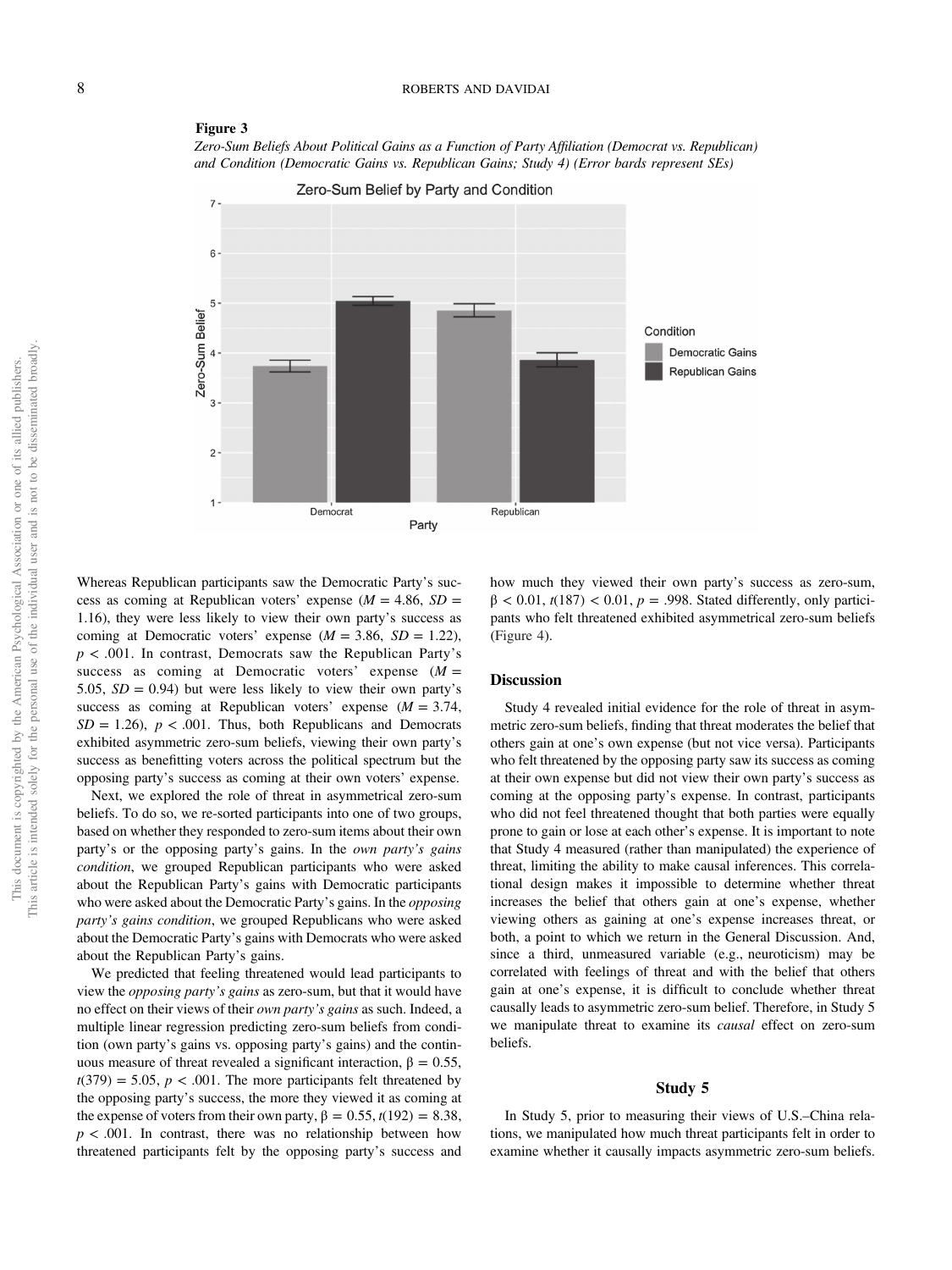**Figure 3**

*Zero-Sum Beliefs About Political Gains as a Function of Party Affiliation (Democrat vs. Republican) and Condition (Democratic Gains vs. Republican Gains; Study 4) (Error bards represent SEs)*

Whereas Republican participants saw the Democratic Party's success as coming at Republican voters' expense ($M = 4.86$, $SD = 1.16$), they were less likely to view their own party's success as coming at Democratic voters' expense ($M = 3.86$, $SD = 1.22$), $p < .001$. In contrast, Democrats saw the Republican Party's success as coming at Democratic voters' expense ($M = 5.05$, $SD = 0.94$) but were less likely to view their own party's success as coming at Republican voters' expense ($M = 3.74$, $SD = 1.26$), $p < .001$. Thus, both Republicans and Democrats exhibited asymmetric zero-sum beliefs, viewing their own party's success as benefitting voters across the political spectrum but the opposing party's success as coming at their own voters' expense.

Next, we explored the role of threat in asymmetrical zero-sum beliefs. To do so, we re-sorted participants into one of two groups, based on whether they responded to zero-sum items about their own party's or the opposing party's gains. In the *own party's gains condition*, we grouped Republican participants who were asked about the Republican Party's gains with Democratic participants who were asked about the Democratic Party's gains. In the *opposing party's gains condition*, we grouped Republicans who were asked about the Democratic Party's gains with Democrats who were asked about the Republican Party's gains.

We predicted that feeling threatened would lead participants to view the *opposing party's gains* as zero-sum, but that it would have no effect on their views of their *own party's gains* as such. Indeed, a multiple linear regression predicting zero-sum beliefs from condition (own party's gains vs. opposing party's gains) and the continuous measure of threat revealed a significant interaction, $\beta = 0.55$, $t(379) = 5.05$, $p < .001$. The more participants felt threatened by the opposing party's success, the more they viewed it as coming at the expense of voters from their own party, $\beta = 0.55$, $t(192) = 8.38$, $p < .001$. In contrast, there was no relationship between how threatened participants felt by the opposing party's success and how much they viewed their own party's success as zero-sum, $\beta < 0.01$, $t(187) < 0.01$, $p = .998$. Stated differently, only participants who felt threatened exhibited asymmetrical zero-sum beliefs (Figure 4).

## Discussion

Study 4 revealed initial evidence for the role of threat in asymmetric zero-sum beliefs, finding that threat moderates the belief that others gain at one's own expense (but not vice versa). Participants who felt threatened by the opposing party saw its success as coming at their own expense but did not view their own party's success as coming at the opposing party's expense. In contrast, participants who did not feel threatened thought that both parties were equally prone to gain or lose at each other's expense. It is important to note that Study 4 measured (rather than manipulated) the experience of threat, limiting the ability to make causal inferences. This correlational design makes it impossible to determine whether threat increases the belief that others gain at one's expense, whether viewing others as gaining at one's expense increases threat, or both, a point to which we return in the General Discussion. And, since a third, unmeasured variable (e.g., neuroticism) may be correlated with feelings of threat and with the belief that others gain at one's expense, it is difficult to conclude whether threat causally leads to asymmetric zero-sum belief. Therefore, in Study 5 we manipulate threat to examine its *causal* effect on zero-sum beliefs.

# Study 5

In Study 5, prior to measuring their views of U.S.–China relations, we manipulated how much threat participants felt in order to examine whether it causally impacts asymmetric zero-sum beliefs.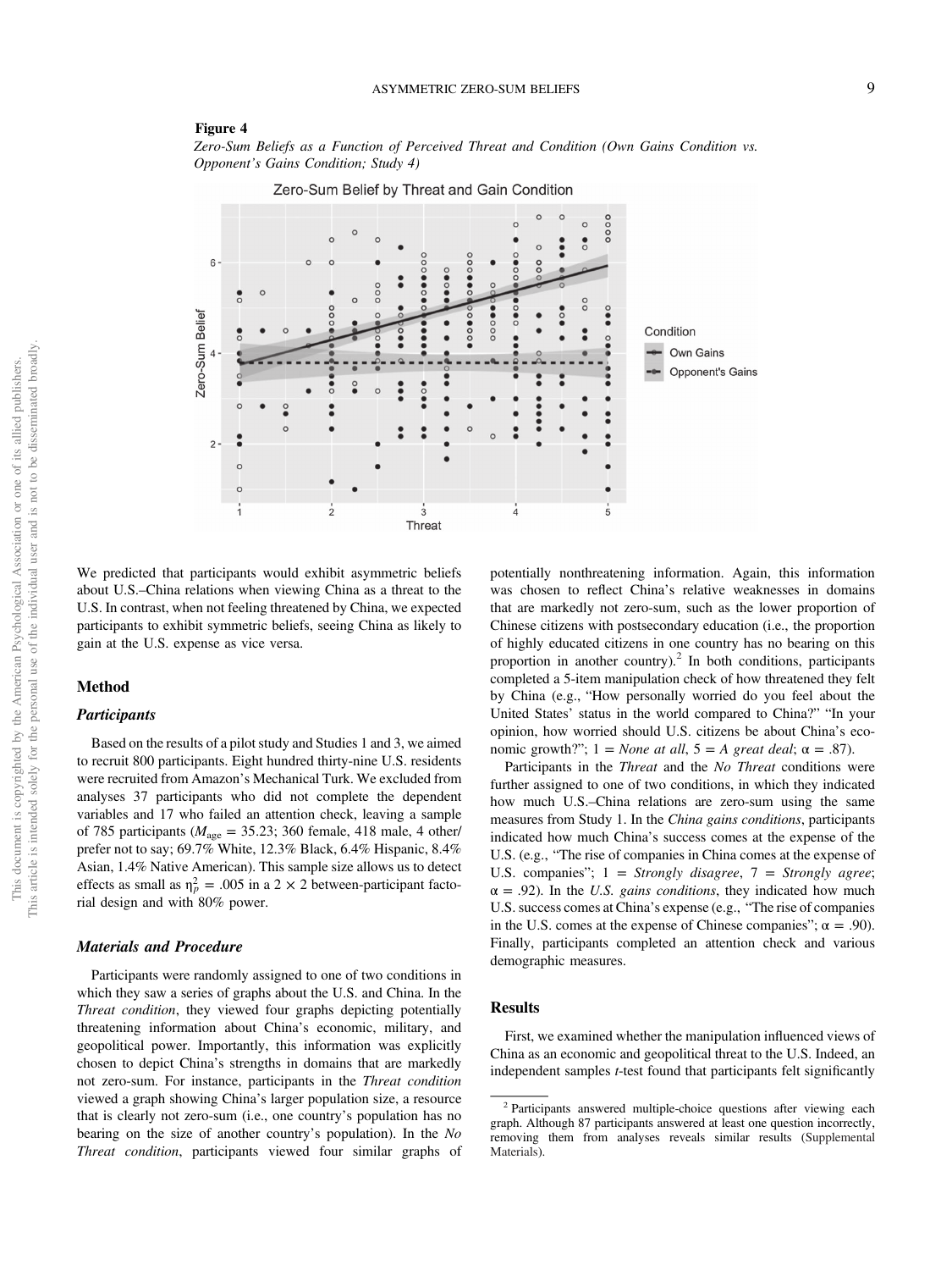**Figure 4**

*Zero-Sum Beliefs as a Function of Perceived Threat and Condition (Own Gains Condition vs. Opponent's Gains Condition; Study 4)*

We predicted that participants would exhibit asymmetric beliefs about U.S.–China relations when viewing China as a threat to the U.S. In contrast, when not feeling threatened by China, we expected participants to exhibit symmetric beliefs, seeing China as likely to gain at the U.S. expense as vice versa.

## Method

### Participants

Based on the results of a pilot study and Studies 1 and 3, we aimed to recruit 800 participants. Eight hundred thirty-nine U.S. residents were recruited from Amazon's Mechanical Turk. We excluded from analyses 37 participants who did not complete the dependent variables and 17 who failed an attention check, leaving a sample of 785 participants ($M_{\text{age}} = 35.23$; 360 female, 418 male, 4 other/prefer not to say; 69.7% White, 12.3% Black, 6.4% Hispanic, 8.4% Asian, 1.4% Native American). This sample size allows us to detect effects as small as $\eta_p^2 = .005$ in a 2 × 2 between-participant factorial design and with 80% power.

### Materials and Procedure

Participants were randomly assigned to one of two conditions in which they saw a series of graphs about the U.S. and China. In the *Threat condition*, they viewed four graphs depicting potentially threatening information about China's economic, military, and geopolitical power. Importantly, this information was explicitly chosen to depict China's strengths in domains that are markedly not zero-sum. For instance, participants in the *Threat condition* viewed a graph showing China's larger population size, a resource that is clearly not zero-sum (i.e., one country's population has no bearing on the size of another country's population). In the *No Threat condition*, participants viewed four similar graphs of potentially nonthreatening information. Again, this information was chosen to reflect China's relative weaknesses in domains that are markedly not zero-sum, such as the lower proportion of Chinese citizens with postsecondary education (i.e., the proportion of highly educated citizens in one country has no bearing on this proportion in another country).[2] In both conditions, participants completed a 5-item manipulation check of how threatened they felt by China (e.g., "How personally worried do you feel about the United States' status in the world compared to China?" "In your opinion, how worried should U.S. citizens be about China's economic growth?"; 1 = *None at all*, 5 = *A great deal*; α = .87).

Participants in the *Threat* and the *No Threat* conditions were further assigned to one of two conditions, in which they indicated how much U.S.–China relations are zero-sum using the same measures from Study 1. In the *China gains conditions*, participants indicated how much China's success comes at the expense of the U.S. (e.g., "The rise of companies in China comes at the expense of U.S. companies"; 1 = *Strongly disagree*, 7 = *Strongly agree*; α = .92). In the *U.S. gains conditions*, they indicated how much U.S. success comes at China's expense (e.g., "The rise of companies in the U.S. comes at the expense of Chinese companies"; α = .90). Finally, participants completed an attention check and various demographic measures.

## Results

First, we examined whether the manipulation influenced views of China as an economic and geopolitical threat to the U.S. Indeed, an independent samples *t*-test found that participants felt significantly

[2] Participants answered multiple-choice questions after viewing each graph. Although 87 participants answered at least one question incorrectly, removing them from analyses reveals similar results (Supplemental Materials).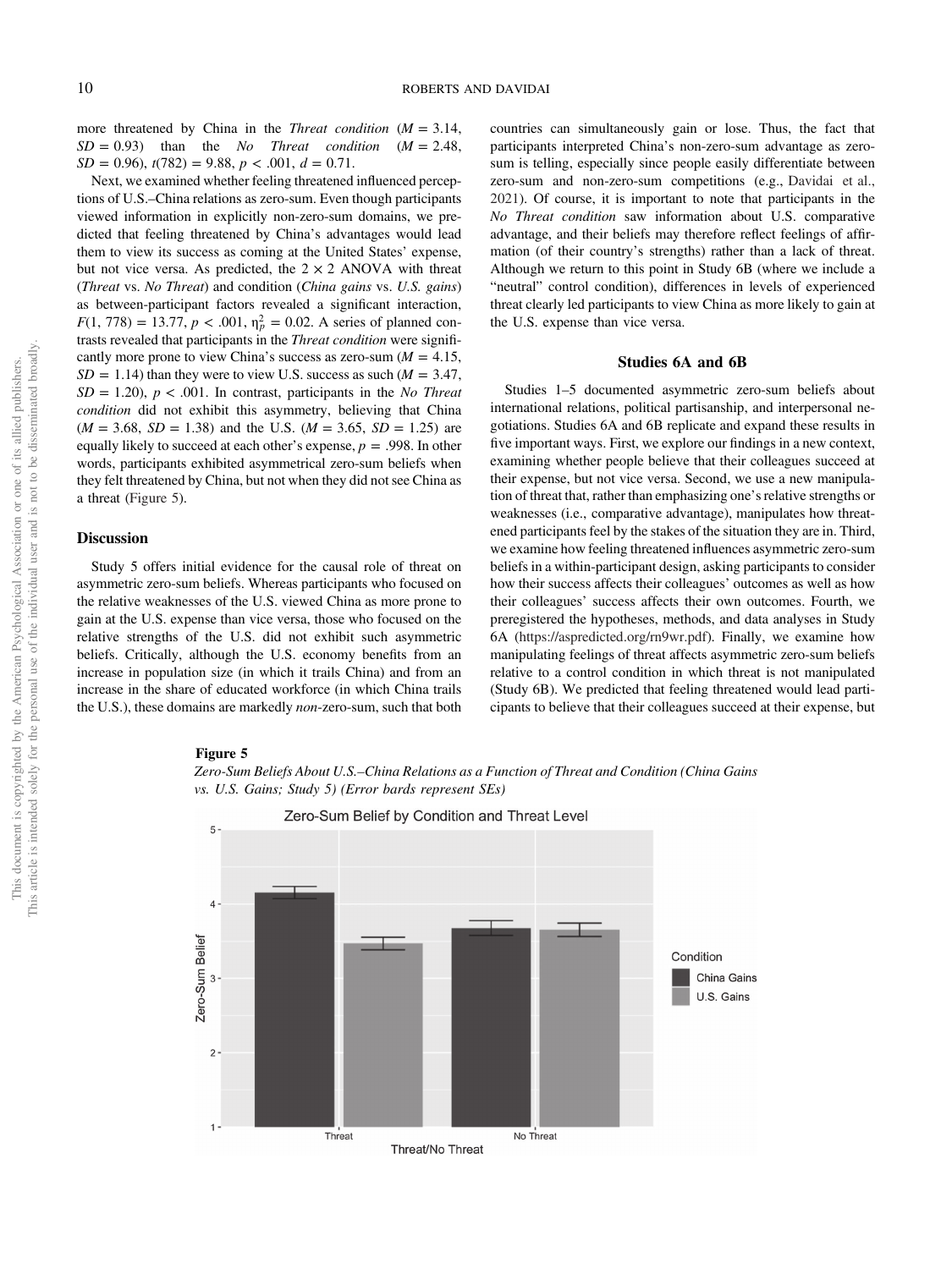more threatened by China in the *Threat condition* ($M = 3.14$, $SD = 0.93$) than the *No Threat condition* ($M = 2.48$, $SD = 0.96$), $t(782) = 9.88$, $p < .001$, $d = 0.71$.

Next, we examined whether feeling threatened influenced perceptions of U.S.–China relations as zero-sum. Even though participants viewed information in explicitly non-zero-sum domains, we predicted that feeling threatened by China's advantages would lead them to view its success as coming at the United States' expense, but not vice versa. As predicted, the $2 \times 2$ ANOVA with threat (*Threat* vs. *No Threat*) and condition (*China gains* vs. *U.S. gains*) as between-participant factors revealed a significant interaction, $F(1, 778) = 13.77$, $p < .001$, $\eta_p^2 = 0.02$. A series of planned contrasts revealed that participants in the *Threat condition* were significantly more prone to view China's success as zero-sum ($M = 4.15$, $SD = 1.14$) than they were to view U.S. success as such ($M = 3.47$, $SD = 1.20$), $p < .001$. In contrast, participants in the *No Threat condition* did not exhibit this asymmetry, believing that China ($M = 3.68$, $SD = 1.38$) and the U.S. ($M = 3.65$, $SD = 1.25$) are equally likely to succeed at each other's expense, $p = .998$. In other words, participants exhibited asymmetrical zero-sum beliefs when they felt threatened by China, but not when they did not see China as a threat (Figure 5).

### Discussion

Study 5 offers initial evidence for the causal role of threat on asymmetric zero-sum beliefs. Whereas participants who focused on the relative weaknesses of the U.S. viewed China as more prone to gain at the U.S. expense than vice versa, those who focused on the relative strengths of the U.S. did not exhibit such asymmetric beliefs. Critically, although the U.S. economy benefits from an increase in population size (in which it trails China) and from an increase in the share of educated workforce (in which China trails the U.S.), these domains are markedly *non*-zero-sum, such that both countries can simultaneously gain or lose. Thus, the fact that participants interpreted China's non-zero-sum advantage as zero-sum is telling, especially since people easily differentiate between zero-sum and non-zero-sum competitions (e.g., Davidai et al., 2021). Of course, it is important to note that participants in the *No Threat condition* saw information about U.S. comparative advantage, and their beliefs may therefore reflect feelings of affirmation (of their country's strengths) rather than a lack of threat. Although we return to this point in Study 6B (where we include a "neutral" control condition), differences in levels of experienced threat clearly led participants to view China as more likely to gain at the U.S. expense than vice versa.

## Studies 6A and 6B

Studies 1–5 documented asymmetric zero-sum beliefs about international relations, political partisanship, and interpersonal negotiations. Studies 6A and 6B replicate and expand these results in five important ways. First, we explore our findings in a new context, examining whether people believe that their colleagues succeed at their expense, but not vice versa. Second, we use a new manipulation of threat that, rather than emphasizing one's relative strengths or weaknesses (i.e., comparative advantage), manipulates how threatened participants feel by the stakes of the situation they are in. Third, we examine how feeling threatened influences asymmetric zero-sum beliefs in a within-participant design, asking participants to consider how their success affects their colleagues' outcomes as well as how their colleagues' success affects their own outcomes. Fourth, we preregistered the hypotheses, methods, and data analyses in Study 6A (https://aspredicted.org/rn9wr.pdf). Finally, we examine how manipulating feelings of threat affects asymmetric zero-sum beliefs relative to a control condition in which threat is not manipulated (Study 6B). We predicted that feeling threatened would lead participants to believe that their colleagues succeed at their expense, but

**Figure 5**

*Zero-Sum Beliefs About U.S.–China Relations as a Function of Threat and Condition (China Gains vs. U.S. Gains; Study 5) (Error bards represent SEs)*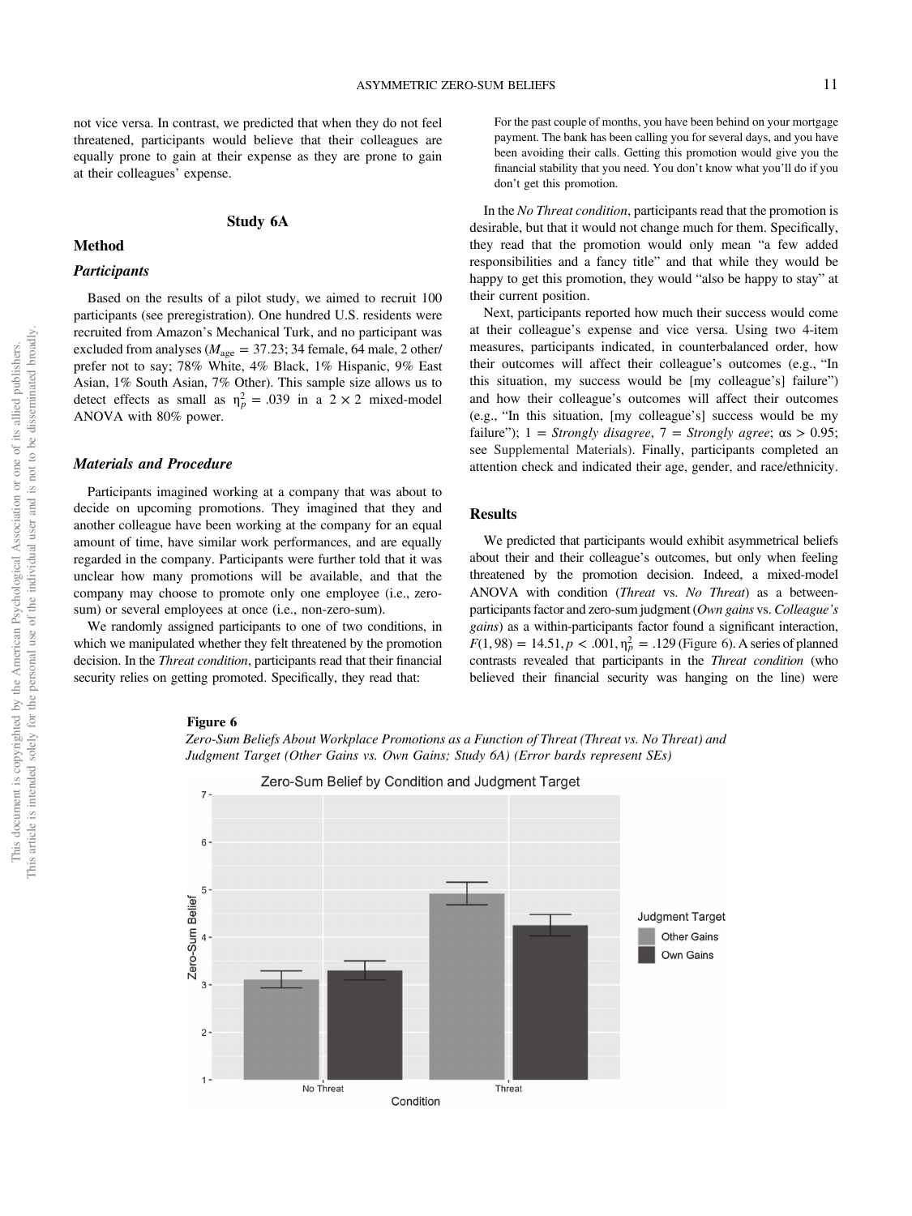not vice versa. In contrast, we predicted that when they do not feel threatened, participants would believe that their colleagues are equally prone to gain at their expense as they are prone to gain at their colleagues' expense.

## Study 6A

### Method

#### *Participants*

Based on the results of a pilot study, we aimed to recruit 100 participants (see preregistration). One hundred U.S. residents were recruited from Amazon's Mechanical Turk, and no participant was excluded from analyses ($M_{age} = 37.23$; 34 female, 64 male, 2 other/prefer not to say; 78% White, 4% Black, 1% Hispanic, 9% East Asian, 1% South Asian, 7% Other). This sample size allows us to detect effects as small as $\eta_p^2 = .039$ in a 2 × 2 mixed-model ANOVA with 80% power.

#### *Materials and Procedure*

Participants imagined working at a company that was about to decide on upcoming promotions. They imagined that they and another colleague have been working at the company for an equal amount of time, have similar work performances, and are equally regarded in the company. Participants were further told that it was unclear how many promotions will be available, and that the company may choose to promote only one employee (i.e., zero-sum) or several employees at once (i.e., non-zero-sum).

We randomly assigned participants to one of two conditions, in which we manipulated whether they felt threatened by the promotion decision. In the *Threat condition*, participants read that their financial security relies on getting promoted. Specifically, they read that:

> For the past couple of months, you have been behind on your mortgage payment. The bank has been calling you for several days, and you have been avoiding their calls. Getting this promotion would give you the financial stability that you need. You don't know what you'll do if you don't get this promotion.

In the *No Threat condition*, participants read that the promotion is desirable, but that it would not change much for them. Specifically, they read that the promotion would only mean "a few added responsibilities and a fancy title" and that while they would be happy to get this promotion, they would "also be happy to stay" at their current position.

Next, participants reported how much their success would come at their colleague's expense and vice versa. Using two 4-item measures, participants indicated, in counterbalanced order, how their outcomes will affect their colleague's outcomes (e.g., "In this situation, my success would be [my colleague's] failure") and how their colleague's outcomes will affect their outcomes (e.g., "In this situation, [my colleague's] success would be my failure"); 1 = *Strongly disagree*, 7 = *Strongly agree*; αs > 0.95; see Supplemental Materials). Finally, participants completed an attention check and indicated their age, gender, and race/ethnicity.

### Results

We predicted that participants would exhibit asymmetrical beliefs about their and their colleague's outcomes, but only when feeling threatened by the promotion decision. Indeed, a mixed-model ANOVA with condition (*Threat* vs. *No Threat*) as a between-participants factor and zero-sum judgment (*Own gains* vs. *Colleague's gains*) as a within-participants factor found a significant interaction, $F(1, 98) = 14.51$, $p < .001$, $\eta_p^2 = .129$ (Figure 6). A series of planned contrasts revealed that participants in the *Threat condition* (who believed their financial security was hanging on the line) were

**Figure 6**

*Zero-Sum Beliefs About Workplace Promotions as a Function of Threat (Threat vs. No Threat) and Judgment Target (Other Gains vs. Own Gains; Study 6A) (Error bards represent SEs)*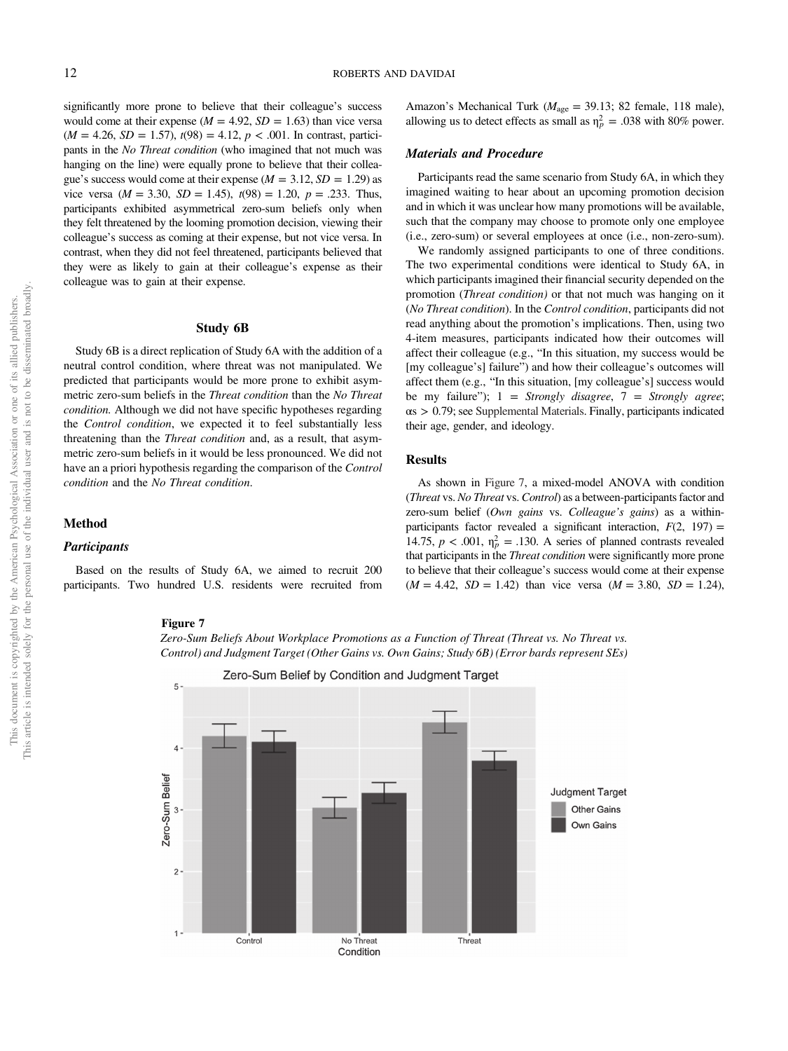significantly more prone to believe that their colleague's success would come at their expense ($M = 4.92$, $SD = 1.63$) than vice versa ($M = 4.26$, $SD = 1.57$), $t(98) = 4.12$, $p < .001$. In contrast, participants in the *No Threat condition* (who imagined that not much was hanging on the line) were equally prone to believe that their colleague's success would come at their expense ($M = 3.12$, $SD = 1.29$) as vice versa ($M = 3.30$, $SD = 1.45$), $t(98) = 1.20$, $p = .233$. Thus, participants exhibited asymmetrical zero-sum beliefs only when they felt threatened by the looming promotion decision, viewing their colleague's success as coming at their expense, but not vice versa. In contrast, when they did not feel threatened, participants believed that they were as likely to gain at their colleague's expense as their colleague was to gain at their expense.

## Study 6B

Study 6B is a direct replication of Study 6A with the addition of a neutral control condition, where threat was not manipulated. We predicted that participants would be more prone to exhibit asymmetric zero-sum beliefs in the *Threat condition* than the *No Threat condition.* Although we did not have specific hypotheses regarding the *Control condition*, we expected it to feel substantially less threatening than the *Threat condition* and, as a result, that asymmetric zero-sum beliefs in it would be less pronounced. We did not have an a priori hypothesis regarding the comparison of the *Control condition* and the *No Threat condition*.

### Method

#### Participants

Based on the results of Study 6A, we aimed to recruit 200 participants. Two hundred U.S. residents were recruited from Amazon's Mechanical Turk ($M_{age} = 39.13$; 82 female, 118 male), allowing us to detect effects as small as $\eta_p^2 = .038$ with 80% power.

#### Materials and Procedure

Participants read the same scenario from Study 6A, in which they imagined waiting to hear about an upcoming promotion decision and in which it was unclear how many promotions will be available, such that the company may choose to promote only one employee (i.e., zero-sum) or several employees at once (i.e., non-zero-sum).

We randomly assigned participants to one of three conditions. The two experimental conditions were identical to Study 6A, in which participants imagined their financial security depended on the promotion (*Threat condition)* or that not much was hanging on it (*No Threat condition*). In the *Control condition*, participants did not read anything about the promotion's implications. Then, using two 4-item measures, participants indicated how their outcomes will affect their colleague (e.g., "In this situation, my success would be [my colleague's] failure") and how their colleague's outcomes will affect them (e.g., "In this situation, [my colleague's] success would be my failure"); 1 = *Strongly disagree*, 7 = *Strongly agree*; $\alpha s > 0.79$; see Supplemental Materials. Finally, participants indicated their age, gender, and ideology.

### Results

As shown in Figure 7, a mixed-model ANOVA with condition (*Threat* vs. *No Threat* vs. *Control*) as a between-participants factor and zero-sum belief (*Own gains* vs. *Colleague's gains*) as a within-participants factor revealed a significant interaction, $F(2, 197) = 14.75$, $p < .001$, $\eta_p^2 = .130$. A series of planned contrasts revealed that participants in the *Threat condition* were significantly more prone to believe that their colleague's success would come at their expense ($M = 4.42$, $SD = 1.42$) than vice versa ($M = 3.80$, $SD = 1.24$),

**Figure 7**

*Zero-Sum Beliefs About Workplace Promotions as a Function of Threat (Threat vs. No Threat vs. Control) and Judgment Target (Other Gains vs. Own Gains; Study 6B) (Error bards represent SEs)*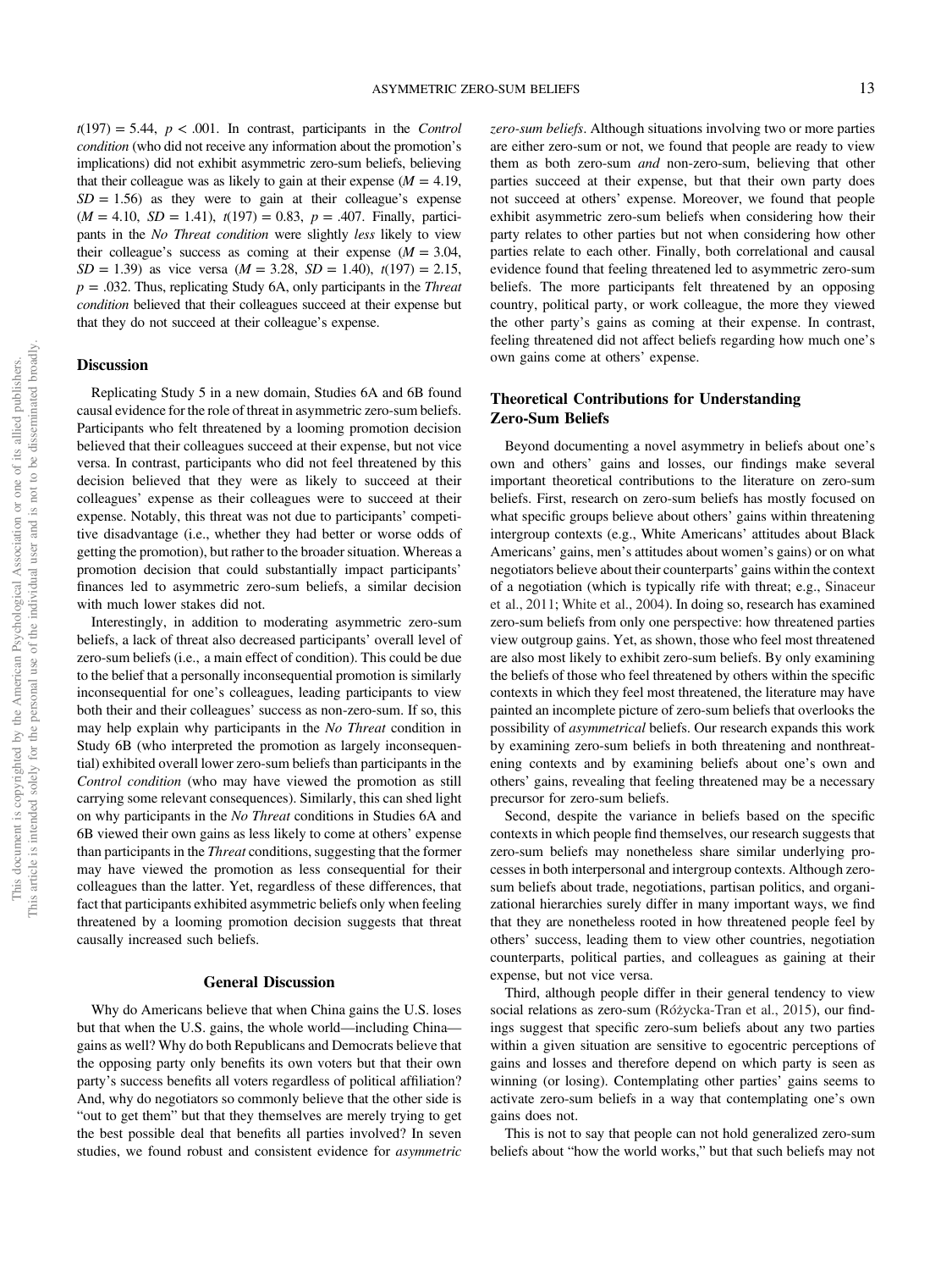$t(197) = 5.44$, $p < .001$. In contrast, participants in the *Control condition* (who did not receive any information about the promotion's implications) did not exhibit asymmetric zero-sum beliefs, believing that their colleague was as likely to gain at their expense ($M = 4.19$, $SD = 1.56$) as they were to gain at their colleague's expense ($M = 4.10$, $SD = 1.41$), $t(197) = 0.83$, $p = .407$. Finally, participants in the *No Threat condition* were slightly *less* likely to view their colleague's success as coming at their expense ($M = 3.04$, $SD = 1.39$) as vice versa ($M = 3.28$, $SD = 1.40$), $t(197) = 2.15$, $p = .032$. Thus, replicating Study 6A, only participants in the *Threat condition* believed that their colleagues succeed at their expense but that they do not succeed at their colleague's expense.

### Discussion

Replicating Study 5 in a new domain, Studies 6A and 6B found causal evidence for the role of threat in asymmetric zero-sum beliefs. Participants who felt threatened by a looming promotion decision believed that their colleagues succeed at their expense, but not vice versa. In contrast, participants who did not feel threatened by this decision believed that they were as likely to succeed at their colleagues' expense as their colleagues were to succeed at their expense. Notably, this threat was not due to participants' competitive disadvantage (i.e., whether they had better or worse odds of getting the promotion), but rather to the broader situation. Whereas a promotion decision that could substantially impact participants' finances led to asymmetric zero-sum beliefs, a similar decision with much lower stakes did not.

Interestingly, in addition to moderating asymmetric zero-sum beliefs, a lack of threat also decreased participants' overall level of zero-sum beliefs (i.e., a main effect of condition). This could be due to the belief that a personally inconsequential promotion is similarly inconsequential for one's colleagues, leading participants to view both their and their colleagues' success as non-zero-sum. If so, this may help explain why participants in the *No Threat* condition in Study 6B (who interpreted the promotion as largely inconsequential) exhibited overall lower zero-sum beliefs than participants in the *Control condition* (who may have viewed the promotion as still carrying some relevant consequences). Similarly, this can shed light on why participants in the *No Threat* conditions in Studies 6A and 6B viewed their own gains as less likely to come at others' expense than participants in the *Threat* conditions, suggesting that the former may have viewed the promotion as less consequential for their colleagues than the latter. Yet, regardless of these differences, that fact that participants exhibited asymmetric beliefs only when feeling threatened by a looming promotion decision suggests that threat causally increased such beliefs.

## General Discussion

Why do Americans believe that when China gains the U.S. loses but that when the U.S. gains, the whole world—including China—gains as well? Why do both Republicans and Democrats believe that the opposing party only benefits its own voters but that their own party's success benefits all voters regardless of political affiliation? And, why do negotiators so commonly believe that the other side is "out to get them" but that they themselves are merely trying to get the best possible deal that benefits all parties involved? In seven studies, we found robust and consistent evidence for *asymmetric zero-sum beliefs*. Although situations involving two or more parties are either zero-sum or not, we found that people are ready to view them as both zero-sum *and* non-zero-sum, believing that other parties succeed at their expense, but that their own party does not succeed at others' expense. Moreover, we found that people exhibit asymmetric zero-sum beliefs when considering how their party relates to other parties but not when considering how other parties relate to each other. Finally, both correlational and causal evidence found that feeling threatened led to asymmetric zero-sum beliefs. The more participants felt threatened by an opposing country, political party, or work colleague, the more they viewed the other party's gains as coming at their expense. In contrast, feeling threatened did not affect beliefs regarding how much one's own gains come at others' expense.

### Theoretical Contributions for Understanding Zero-Sum Beliefs

Beyond documenting a novel asymmetry in beliefs about one's own and others' gains and losses, our findings make several important theoretical contributions to the literature on zero-sum beliefs. First, research on zero-sum beliefs has mostly focused on what specific groups believe about others' gains within threatening intergroup contexts (e.g., White Americans' attitudes about Black Americans' gains, men's attitudes about women's gains) or on what negotiators believe about their counterparts' gains within the context of a negotiation (which is typically rife with threat; e.g., Sinaceur et al., 2011; White et al., 2004). In doing so, research has examined zero-sum beliefs from only one perspective: how threatened parties view outgroup gains. Yet, as shown, those who feel most threatened are also most likely to exhibit zero-sum beliefs. By only examining the beliefs of those who feel threatened by others within the specific contexts in which they feel most threatened, the literature may have painted an incomplete picture of zero-sum beliefs that overlooks the possibility of *asymmetrical* beliefs. Our research expands this work by examining zero-sum beliefs in both threatening and nonthreatening contexts and by examining beliefs about one's own and others' gains, revealing that feeling threatened may be a necessary precursor for zero-sum beliefs.

Second, despite the variance in beliefs based on the specific contexts in which people find themselves, our research suggests that zero-sum beliefs may nonetheless share similar underlying processes in both interpersonal and intergroup contexts. Although zero-sum beliefs about trade, negotiations, partisan politics, and organizational hierarchies surely differ in many important ways, we find that they are nonetheless rooted in how threatened people feel by others' success, leading them to view other countries, negotiation counterparts, political parties, and colleagues as gaining at their expense, but not vice versa.

Third, although people differ in their general tendency to view social relations as zero-sum (Różycka-Tran et al., 2015), our findings suggest that specific zero-sum beliefs about any two parties within a given situation are sensitive to egocentric perceptions of gains and losses and therefore depend on which party is seen as winning (or losing). Contemplating other parties' gains seems to activate zero-sum beliefs in a way that contemplating one's own gains does not.

This is not to say that people can not hold generalized zero-sum beliefs about "how the world works," but that such beliefs may not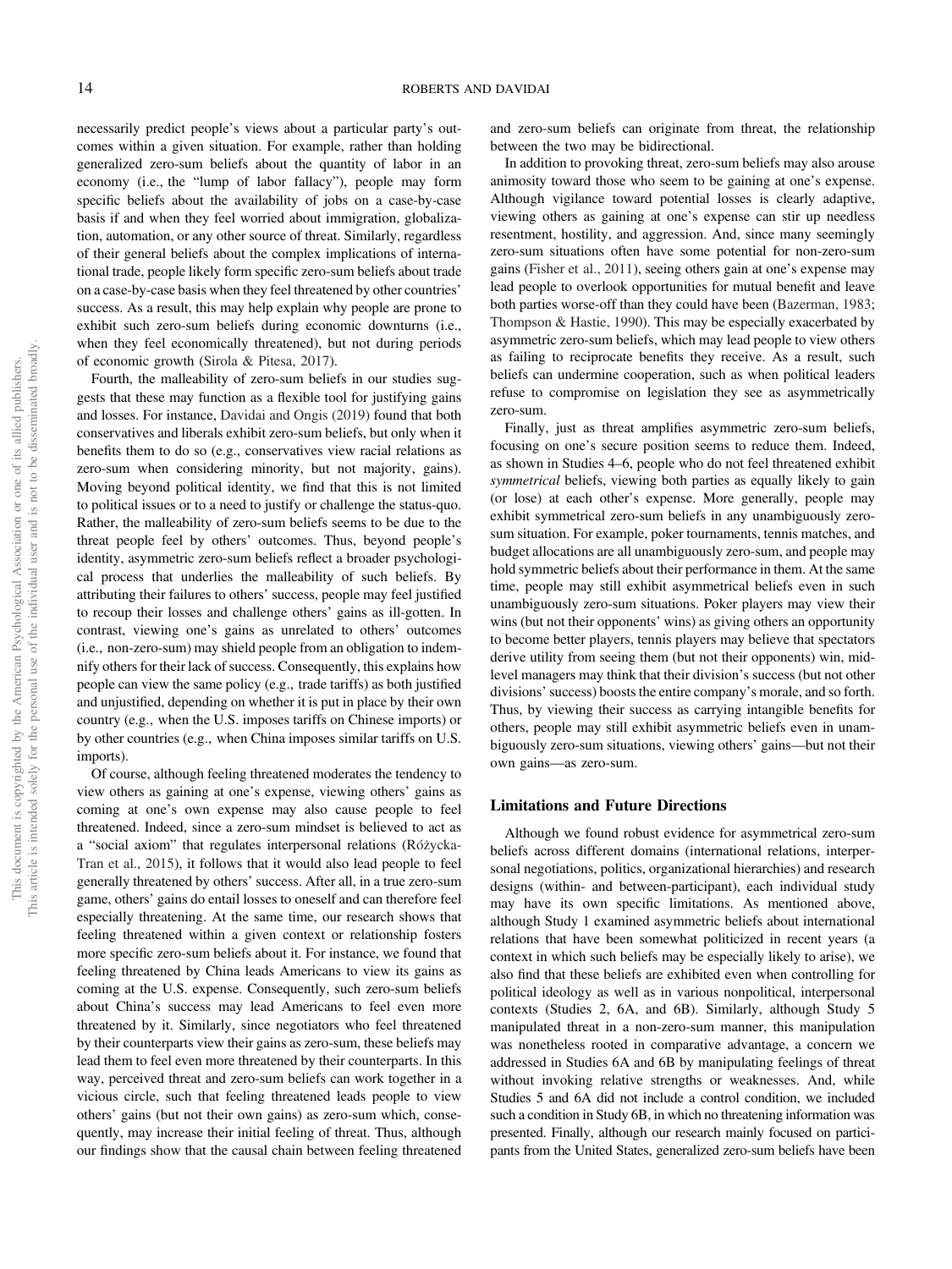necessarily predict people's views about a particular party's outcomes within a given situation. For example, rather than holding generalized zero-sum beliefs about the quantity of labor in an economy (i.e., the "lump of labor fallacy"), people may form specific beliefs about the availability of jobs on a case-by-case basis if and when they feel worried about immigration, globalization, automation, or any other source of threat. Similarly, regardless of their general beliefs about the complex implications of international trade, people likely form specific zero-sum beliefs about trade on a case-by-case basis when they feel threatened by other countries' success. As a result, this may help explain why people are prone to exhibit such zero-sum beliefs during economic downturns (i.e., when they feel economically threatened), but not during periods of economic growth (Sirola & Pitesa, 2017).

Fourth, the malleability of zero-sum beliefs in our studies suggests that these may function as a flexible tool for justifying gains and losses. For instance, Davidai and Ongis (2019) found that both conservatives and liberals exhibit zero-sum beliefs, but only when it benefits them to do so (e.g., conservatives view racial relations as zero-sum when considering minority, but not majority, gains). Moving beyond political identity, we find that this is not limited to political issues or to a need to justify or challenge the status-quo. Rather, the malleability of zero-sum beliefs seems to be due to the threat people feel by others' outcomes. Thus, beyond people's identity, asymmetric zero-sum beliefs reflect a broader psychological process that underlies the malleability of such beliefs. By attributing their failures to others' success, people may feel justified to recoup their losses and challenge others' gains as ill-gotten. In contrast, viewing one's gains as unrelated to others' outcomes (i.e., non-zero-sum) may shield people from an obligation to indemnify others for their lack of success. Consequently, this explains how people can view the same policy (e.g., trade tariffs) as both justified and unjustified, depending on whether it is put in place by their own country (e.g., when the U.S. imposes tariffs on Chinese imports) or by other countries (e.g., when China imposes similar tariffs on U.S. imports).

Of course, although feeling threatened moderates the tendency to view others as gaining at one's expense, viewing others' gains as coming at one's own expense may also cause people to feel threatened. Indeed, since a zero-sum mindset is believed to act as a "social axiom" that regulates interpersonal relations (Różycka-Tran et al., 2015), it follows that it would also lead people to feel generally threatened by others' success. After all, in a true zero-sum game, others' gains do entail losses to oneself and can therefore feel especially threatening. At the same time, our research shows that feeling threatened within a given context or relationship fosters more specific zero-sum beliefs about it. For instance, we found that feeling threatened by China leads Americans to view its gains as coming at the U.S. expense. Consequently, such zero-sum beliefs about China's success may lead Americans to feel even more threatened by it. Similarly, since negotiators who feel threatened by their counterparts view their gains as zero-sum, these beliefs may lead them to feel even more threatened by their counterparts. In this way, perceived threat and zero-sum beliefs can work together in a vicious circle, such that feeling threatened leads people to view others' gains (but not their own gains) as zero-sum which, consequently, may increase their initial feeling of threat. Thus, although our findings show that the causal chain between feeling threatened and zero-sum beliefs can originate from threat, the relationship between the two may be bidirectional.

In addition to provoking threat, zero-sum beliefs may also arouse animosity toward those who seem to be gaining at one's expense. Although vigilance toward potential losses is clearly adaptive, viewing others as gaining at one's expense can stir up needless resentment, hostility, and aggression. And, since many seemingly zero-sum situations often have some potential for non-zero-sum gains (Fisher et al., 2011), seeing others gain at one's expense may lead people to overlook opportunities for mutual benefit and leave both parties worse-off than they could have been (Bazerman, 1983; Thompson & Hastie, 1990). This may be especially exacerbated by asymmetric zero-sum beliefs, which may lead people to view others as failing to reciprocate benefits they receive. As a result, such beliefs can undermine cooperation, such as when political leaders refuse to compromise on legislation they see as asymmetrically zero-sum.

Finally, just as threat amplifies asymmetric zero-sum beliefs, focusing on one's secure position seems to reduce them. Indeed, as shown in Studies 4–6, people who do not feel threatened exhibit *symmetrical* beliefs, viewing both parties as equally likely to gain (or lose) at each other's expense. More generally, people may exhibit symmetrical zero-sum beliefs in any unambiguously zero-sum situation. For example, poker tournaments, tennis matches, and budget allocations are all unambiguously zero-sum, and people may hold symmetric beliefs about their performance in them. At the same time, people may still exhibit asymmetrical beliefs even in such unambiguously zero-sum situations. Poker players may view their wins (but not their opponents' wins) as giving others an opportunity to become better players, tennis players may believe that spectators derive utility from seeing them (but not their opponents) win, mid-level managers may think that their division's success (but not other divisions' success) boosts the entire company's morale, and so forth. Thus, by viewing their success as carrying intangible benefits for others, people may still exhibit asymmetric beliefs even in unambiguously zero-sum situations, viewing others' gains—but not their own gains—as zero-sum.

## Limitations and Future Directions

Although we found robust evidence for asymmetrical zero-sum beliefs across different domains (international relations, interpersonal negotiations, politics, organizational hierarchies) and research designs (within- and between-participant), each individual study may have its own specific limitations. As mentioned above, although Study 1 examined asymmetric beliefs about international relations that have been somewhat politicized in recent years (a context in which such beliefs may be especially likely to arise), we also find that these beliefs are exhibited even when controlling for political ideology as well as in various nonpolitical, interpersonal contexts (Studies 2, 6A, and 6B). Similarly, although Study 5 manipulated threat in a non-zero-sum manner, this manipulation was nonetheless rooted in comparative advantage, a concern we addressed in Studies 6A and 6B by manipulating feelings of threat without invoking relative strengths or weaknesses. And, while Studies 5 and 6A did not include a control condition, we included such a condition in Study 6B, in which no threatening information was presented. Finally, although our research mainly focused on participants from the United States, generalized zero-sum beliefs have been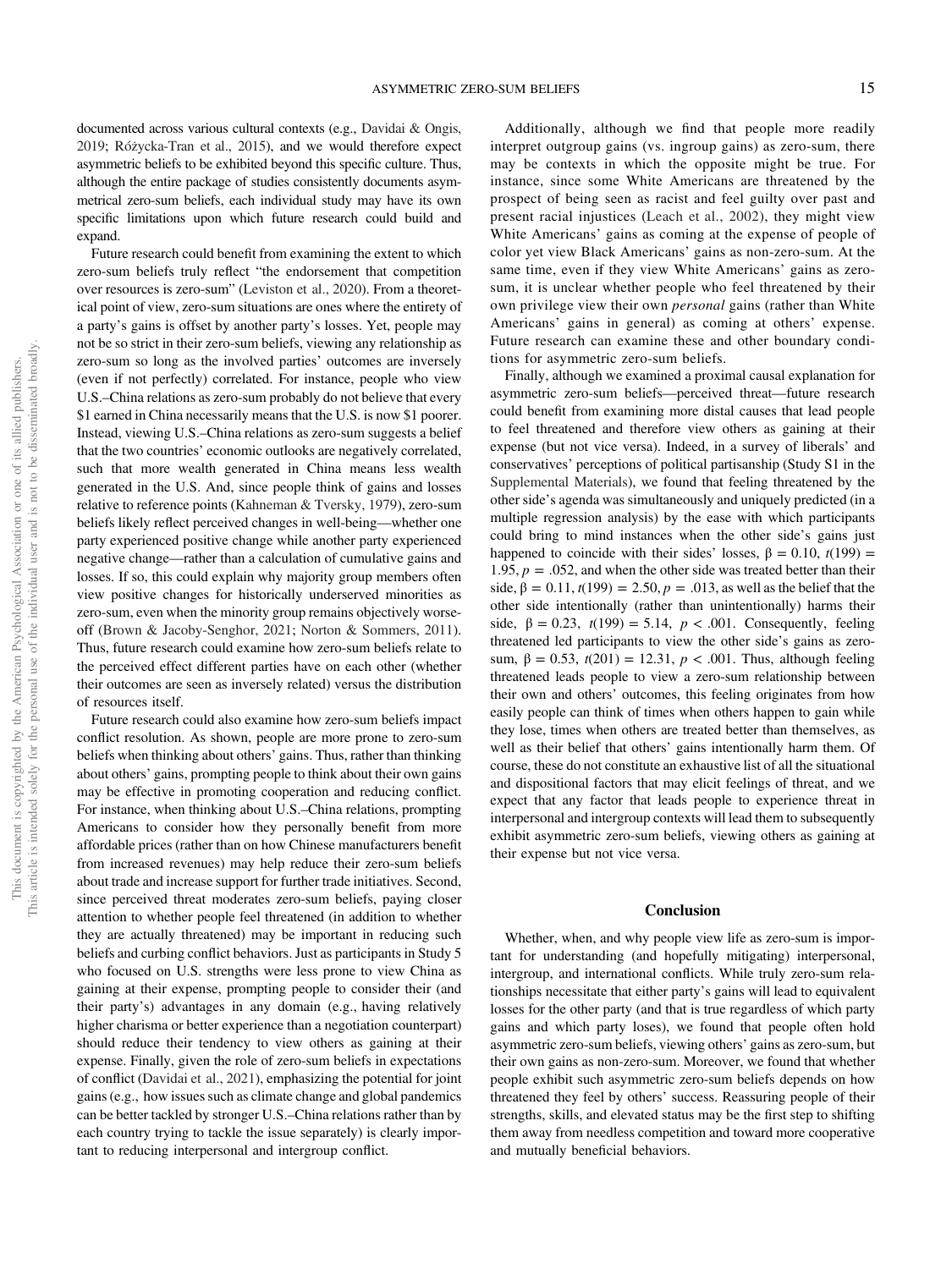documented across various cultural contexts (e.g., Davidai & Ongis, 2019; Różycka-Tran et al., 2015), and we would therefore expect asymmetric beliefs to be exhibited beyond this specific culture. Thus, although the entire package of studies consistently documents asymmetrical zero-sum beliefs, each individual study may have its own specific limitations upon which future research could build and expand.

Future research could benefit from examining the extent to which zero-sum beliefs truly reflect "the endorsement that competition over resources is zero-sum" (Leviston et al., 2020). From a theoretical point of view, zero-sum situations are ones where the entirety of a party's gains is offset by another party's losses. Yet, people may not be so strict in their zero-sum beliefs, viewing any relationship as zero-sum so long as the involved parties' outcomes are inversely (even if not perfectly) correlated. For instance, people who view U.S.–China relations as zero-sum probably do not believe that every \$1 earned in China necessarily means that the U.S. is now \$1 poorer. Instead, viewing U.S.–China relations as zero-sum suggests a belief that the two countries' economic outlooks are negatively correlated, such that more wealth generated in China means less wealth generated in the U.S. And, since people think of gains and losses relative to reference points (Kahneman & Tversky, 1979), zero-sum beliefs likely reflect perceived changes in well-being—whether one party experienced positive change while another party experienced negative change—rather than a calculation of cumulative gains and losses. If so, this could explain why majority group members often view positive changes for historically underserved minorities as zero-sum, even when the minority group remains objectively worse-off (Brown & Jacoby-Senghor, 2021; Norton & Sommers, 2011). Thus, future research could examine how zero-sum beliefs relate to the perceived effect different parties have on each other (whether their outcomes are seen as inversely related) versus the distribution of resources itself.

Future research could also examine how zero-sum beliefs impact conflict resolution. As shown, people are more prone to zero-sum beliefs when thinking about others' gains. Thus, rather than thinking about others' gains, prompting people to think about their own gains may be effective in promoting cooperation and reducing conflict. For instance, when thinking about U.S.–China relations, prompting Americans to consider how they personally benefit from more affordable prices (rather than on how Chinese manufacturers benefit from increased revenues) may help reduce their zero-sum beliefs about trade and increase support for further trade initiatives. Second, since perceived threat moderates zero-sum beliefs, paying closer attention to whether people feel threatened (in addition to whether they are actually threatened) may be important in reducing such beliefs and curbing conflict behaviors. Just as participants in Study 5 who focused on U.S. strengths were less prone to view China as gaining at their expense, prompting people to consider their (and their party's) advantages in any domain (e.g., having relatively higher charisma or better experience than a negotiation counterpart) should reduce their tendency to view others as gaining at their expense. Finally, given the role of zero-sum beliefs in expectations of conflict (Davidai et al., 2021), emphasizing the potential for joint gains (e.g., how issues such as climate change and global pandemics can be better tackled by stronger U.S.–China relations rather than by each country trying to tackle the issue separately) is clearly important to reducing interpersonal and intergroup conflict.

Additionally, although we find that people more readily interpret outgroup gains (vs. ingroup gains) as zero-sum, there may be contexts in which the opposite might be true. For instance, since some White Americans are threatened by the prospect of being seen as racist and feel guilty over past and present racial injustices (Leach et al., 2002), they might view White Americans' gains as coming at the expense of people of color yet view Black Americans' gains as non-zero-sum. At the same time, even if they view White Americans' gains as zero-sum, it is unclear whether people who feel threatened by their own privilege view their own *personal* gains (rather than White Americans' gains in general) as coming at others' expense. Future research can examine these and other boundary conditions for asymmetric zero-sum beliefs.

Finally, although we examined a proximal causal explanation for asymmetric zero-sum beliefs—perceived threat—future research could benefit from examining more distal causes that lead people to feel threatened and therefore view others as gaining at their expense (but not vice versa). Indeed, in a survey of liberals' and conservatives' perceptions of political partisanship (Study S1 in the Supplemental Materials), we found that feeling threatened by the other side's agenda was simultaneously and uniquely predicted (in a multiple regression analysis) by the ease with which participants could bring to mind instances when the other side's gains just happened to coincide with their sides' losses, $\beta = 0.10$, $t(199) = 1.95$, $p = .052$, and when the other side was treated better than their side, $\beta = 0.11$, $t(199) = 2.50$, $p = .013$, as well as the belief that the other side intentionally (rather than unintentionally) harms their side, $\beta = 0.23$, $t(199) = 5.14$, $p < .001$. Consequently, feeling threatened led participants to view the other side's gains as zero-sum, $\beta = 0.53$, $t(201) = 12.31$, $p < .001$. Thus, although feeling threatened leads people to view a zero-sum relationship between their own and others' outcomes, this feeling originates from how easily people can think of times when others happen to gain while they lose, times when others are treated better than themselves, as well as their belief that others' gains intentionally harm them. Of course, these do not constitute an exhaustive list of all the situational and dispositional factors that may elicit feelings of threat, and we expect that any factor that leads people to experience threat in interpersonal and intergroup contexts will lead them to subsequently exhibit asymmetric zero-sum beliefs, viewing others as gaining at their expense but not vice versa.

## Conclusion

Whether, when, and why people view life as zero-sum is important for understanding (and hopefully mitigating) interpersonal, intergroup, and international conflicts. While truly zero-sum relationships necessitate that either party's gains will lead to equivalent losses for the other party (and that is true regardless of which party gains and which party loses), we found that people often hold asymmetric zero-sum beliefs, viewing others' gains as zero-sum, but their own gains as non-zero-sum. Moreover, we found that whether people exhibit such asymmetric zero-sum beliefs depends on how threatened they feel by others' success. Reassuring people of their strengths, skills, and elevated status may be the first step to shifting them away from needless competition and toward more cooperative and mutually beneficial behaviors.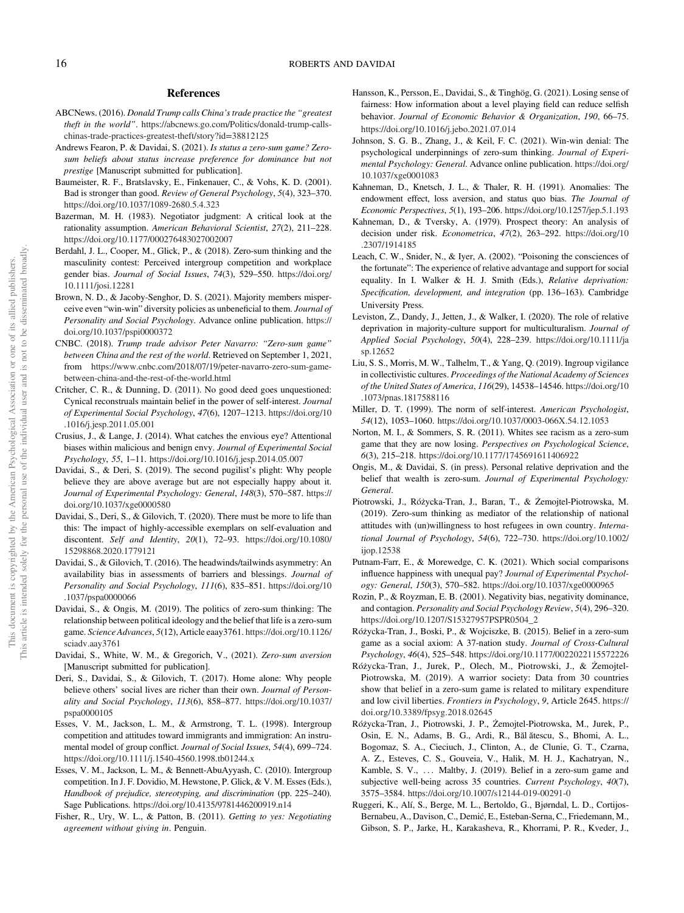## References

ABCNews. (2016). *Donald Trump calls China's trade practice the "greatest theft in the world"*. https://abcnews.go.com/Politics/donald-trump-calls-chinas-trade-practices-greatest-theft/story?id=38812125

Andrews Fearon, P. & Davidai, S. (2021). *Is status a zero-sum game? Zero-sum beliefs about status increase preference for dominance but not prestige* [Manuscript submitted for publication].

Baumeister, R. F., Bratslavsky, E., Finkenauer, C., & Vohs, K. D. (2001). Bad is stronger than good. *Review of General Psychology*, *5*(4), 323–370. https://doi.org/10.1037/1089-2680.5.4.323

Bazerman, M. H. (1983). Negotiator judgment: A critical look at the rationality assumption. *American Behavioral Scientist*, *27*(2), 211–228. https://doi.org/10.1177/000276483027002007

Berdahl, J. L., Cooper, M., Glick, P., & (2018). Zero-sum thinking and the masculinity contest: Perceived intergroup competition and workplace gender bias. *Journal of Social Issues*, *74*(3), 529–550. https://doi.org/10.1111/josi.12281

Brown, N. D., & Jacoby-Senghor, D. S. (2021). Majority members misperceive even "win-win" diversity policies as unbeneficial to them. *Journal of Personality and Social Psychology*. Advance online publication. https://doi.org/10.1037/pspi0000372

CNBC. (2018). *Trump trade advisor Peter Navarro: "Zero-sum game" between China and the rest of the world*. Retrieved on September 1, 2021, from https://www.cnbc.com/2018/07/19/peter-navarro-zero-sum-game-between-china-and-the-rest-of-the-world.html

Critcher, C. R., & Dunning, D. (2011). No good deed goes unquestioned: Cynical reconstruals maintain belief in the power of self-interest. *Journal of Experimental Social Psychology*, *47*(6), 1207–1213. https://doi.org/10.1016/j.jesp.2011.05.001

Crusius, J., & Lange, J. (2014). What catches the envious eye? Attentional biases within malicious and benign envy. *Journal of Experimental Social Psychology*, *55*, 1–11. https://doi.org/10.1016/j.jesp.2014.05.007

Davidai, S., & Deri, S. (2019). The second pugilist's plight: Why people believe they are above average but are not especially happy about it. *Journal of Experimental Psychology: General*, *148*(3), 570–587. https://doi.org/10.1037/xge0000580

Davidai, S., Deri, S., & Gilovich, T. (2020). There must be more to life than this: The impact of highly-accessible exemplars on self-evaluation and discontent. *Self and Identity*, *20*(1), 72–93. https://doi.org/10.1080/15298868.2020.1779121

Davidai, S., & Gilovich, T. (2016). The headwinds/tailwinds asymmetry: An availability bias in assessments of barriers and blessings. *Journal of Personality and Social Psychology*, *111*(6), 835–851. https://doi.org/10.1037/pspa0000066

Davidai, S., & Ongis, M. (2019). The politics of zero-sum thinking: The relationship between political ideology and the belief that life is a zero-sum game. *Science Advances*, *5*(12), Article eaay3761. https://doi.org/10.1126/sciadv.aay3761

Davidai, S., White, W. M., & Gregorich, V., (2021). *Zero-sum aversion* [Manuscript submitted for publication].

Deri, S., Davidai, S., & Gilovich, T. (2017). Home alone: Why people believe others' social lives are richer than their own. *Journal of Personality and Social Psychology*, *113*(6), 858–877. https://doi.org/10.1037/pspa0000105

Esses, V. M., Jackson, L. M., & Armstrong, T. L. (1998). Intergroup competition and attitudes toward immigrants and immigration: An instrumental model of group conflict. *Journal of Social Issues*, *54*(4), 699–724. https://doi.org/10.1111/j.1540-4560.1998.tb01244.x

Esses, V. M., Jackson, L. M., & Bennett-AbuAyyash, C. (2010). Intergroup competition. In J. F. Dovidio, M. Hewstone, P. Glick, & V. M. Esses (Eds.), *Handbook of prejudice, stereotyping, and discrimination* (pp. 225–240). Sage Publications. https://doi.org/10.4135/9781446200919.n14

Fisher, R., Ury, W. L., & Patton, B. (2011). *Getting to yes: Negotiating agreement without giving in*. Penguin.

Hansson, K., Persson, E., Davidai, S., & Tinghög, G. (2021). Losing sense of fairness: How information about a level playing field can reduce selfish behavior. *Journal of Economic Behavior & Organization*, *190*, 66–75. https://doi.org/10.1016/j.jebo.2021.07.014

Johnson, S. G. B., Zhang, J., & Keil, F. C. (2021). Win-win denial: The psychological underpinnings of zero-sum thinking. *Journal of Experimental Psychology: General*. Advance online publication. https://doi.org/10.1037/xge0001083

Kahneman, D., Knetsch, J. L., & Thaler, R. H. (1991). Anomalies: The endowment effect, loss aversion, and status quo bias. *The Journal of Economic Perspectives*, *5*(1), 193–206. https://doi.org/10.1257/jep.5.1.193

Kahneman, D., & Tversky, A. (1979). Prospect theory: An analysis of decision under risk. *Econometrica*, *47*(2), 263–292. https://doi.org/10.2307/1914185

Leach, C. W., Snider, N., & Iyer, A. (2002). "Poisoning the consciences of the fortunate": The experience of relative advantage and support for social equality. In I. Walker & H. J. Smith (Eds.), *Relative deprivation: Specification, development, and integration* (pp. 136–163). Cambridge University Press.

Leviston, Z., Dandy, J., Jetten, J., & Walker, I. (2020). The role of relative deprivation in majority-culture support for multiculturalism. *Journal of Applied Social Psychology*, *50*(4), 228–239. https://doi.org/10.1111/jasp.12652

Liu, S. S., Morris, M. W., Talhelm, T., & Yang, Q. (2019). Ingroup vigilance in collectivistic cultures. *Proceedings of the National Academy of Sciences of the United States of America*, *116*(29), 14538–14546. https://doi.org/10.1073/pnas.1817588116

Miller, D. T. (1999). The norm of self-interest. *American Psychologist*, *54*(12), 1053–1060. https://doi.org/10.1037/0003-066X.54.12.1053

Norton, M. I., & Sommers, S. R. (2011). Whites see racism as a zero-sum game that they are now losing. *Perspectives on Psychological Science*, *6*(3), 215–218. https://doi.org/10.1177/1745691611406922

Ongis, M., & Davidai, S. (in press). Personal relative deprivation and the belief that wealth is zero-sum. *Journal of Experimental Psychology: General*.

Piotrowski, J., Różycka-Tran, J., Baran, T., & Żemojtel-Piotrowska, M. (2019). Zero-sum thinking as mediator of the relationship of national attitudes with (un)willingness to host refugees in own country. *International Journal of Psychology*, *54*(6), 722–730. https://doi.org/10.1002/ijop.12538

Putnam-Farr, E., & Morewedge, C. K. (2021). Which social comparisons influence happiness with unequal pay? *Journal of Experimental Psychology: General*, *150*(3), 570–582. https://doi.org/10.1037/xge0000965

Rozin, P., & Royzman, E. B. (2001). Negativity bias, negativity dominance, and contagion. *Personality and Social Psychology Review*, *5*(4), 296–320. https://doi.org/10.1207/S15327957PSPR0504_2

Różycka-Tran, J., Boski, P., & Wojciszke, B. (2015). Belief in a zero-sum game as a social axiom: A 37-nation study. *Journal of Cross-Cultural Psychology*, *46*(4), 525–548. https://doi.org/10.1177/0022022115572226

Różycka-Tran, J., Jurek, P., Olech, M., Piotrowski, J., & Żemojtel-Piotrowska, M. (2019). A warrior society: Data from 30 countries show that belief in a zero-sum game is related to military expenditure and low civil liberties. *Frontiers in Psychology*, *9*, Article 2645. https://doi.org/10.3389/fpsyg.2018.02645

Różycka-Tran, J., Piotrowski, J. P., Żemojtel-Piotrowska, M., Jurek, P., Osin, E. N., Adams, B. G., Ardi, R., Băl ătescu, S., Bhomi, A. L., Bogomaz, S. A., Cieciuch, J., Clinton, A., de Clunie, G. T., Czarna, A. Z., Esteves, C. S., Gouveia, V., Halik, M. H. J., Kachatryan, N., Kamble, S. V., . . . Maltby, J. (2019). Belief in a zero-sum game and subjective well-being across 35 countries. *Current Psychology*, *40*(7), 3575–3584. https://doi.org/10.1007/s12144-019-00291-0

Ruggeri, K., Alí, S., Berge, M. L., Bertoldo, G., Bjørndal, L. D., Cortijos-Bernabeu, A., Davison, C., Demić, E., Esteban-Serna, C., Friedemann, M., Gibson, S. P., Jarke, H., Karakasheva, R., Khorrami, P. R., Kveder, J.,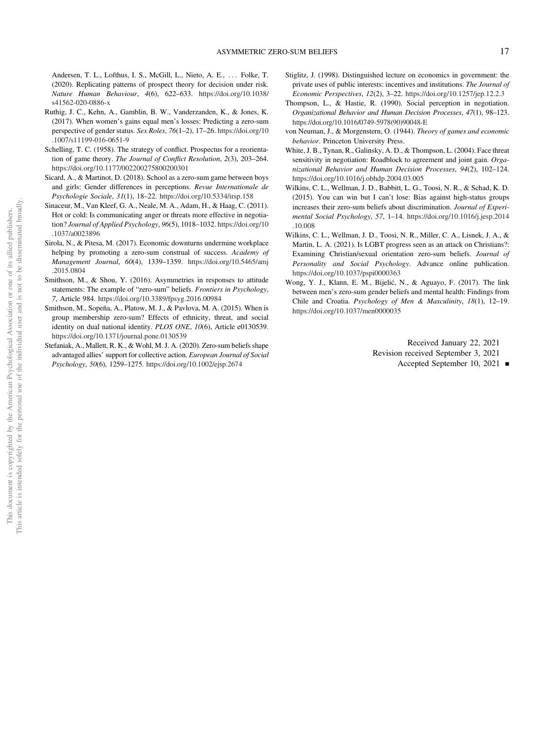Andersen, T. L., Lofthus, I. S., McGill, L., Nieto, A. E., . . . Folke, T. (2020). Replicating patterns of prospect theory for decision under risk. *Nature Human Behaviour*, *4*(6), 622–633. https://doi.org/10.1038/s41562-020-0886-x

Ruthig, J. C., Kehn, A., Gamblin, B. W., Vanderzanden, K., & Jones, K. (2017). When women's gains equal men's losses: Predicting a zero-sum perspective of gender status. *Sex Roles*, *76*(1–2), 17–26. https://doi.org/10.1007/s11199-016-0651-9

Schelling, T. C. (1958). The strategy of conflict. Prospectus for a reorientation of game theory. *The Journal of Conflict Resolution*, *2*(3), 203–264. https://doi.org/10.1177/002200275800200301

Sicard, A., & Martinot, D. (2018). School as a zero-sum game between boys and girls: Gender differences in perceptions. *Revue Internationale de Psychologie Sociale*, *31*(1), 18–22. https://doi.org/10.5334/irsp.158

Sinaceur, M., Van Kleef, G. A., Neale, M. A., Adam, H., & Haag, C. (2011). Hot or cold: Is communicating anger or threats more effective in negotiation? *Journal of Applied Psychology*, *96*(5), 1018–1032. https://doi.org/10.1037/a0023896

Sirola, N., & Pitesa, M. (2017). Economic downturns undermine workplace helping by promoting a zero-sum construal of success. *Academy of Management Journal*, *60*(4), 1339–1359. https://doi.org/10.5465/amj.2015.0804

Smithson, M., & Shou, Y. (2016). Asymmetries in responses to attitude statements: The example of "zero-sum" beliefs. *Frontiers in Psychology*, *7*, Article 984. https://doi.org/10.3389/fpsyg.2016.00984

Smithson, M., Sopeña, A., Platow, M. J., & Pavlova, M. A. (2015). When is group membership zero-sum? Effects of ethnicity, threat, and social identity on dual national identity. *PLOS ONE*, *10*(6), Article e0130539. https://doi.org/10.1371/journal.pone.0130539

Stefaniak, A., Mallett, R. K., & Wohl, M. J. A. (2020). Zero-sum beliefs shape advantaged allies' support for collective action. *European Journal of Social Psychology*, *50*(6), 1259–1275. https://doi.org/10.1002/ejsp.2674

Stiglitz, J. (1998). Distinguished lecture on economics in government: the private uses of public interests: incentives and institutions. *The Journal of Economic Perspectives*, *12*(2), 3–22. https://doi.org/10.1257/jep.12.2.3

Thompson, L., & Hastie, R. (1990). Social perception in negotiation. *Organizational Behavior and Human Decision Processes*, *47*(1), 98–123. https://doi.org/10.1016/0749-5978(90)90048-E

von Neuman, J., & Morgenstern, O. (1944). *Theory of games and economic behavior*. Princeton University Press.

White, J. B., Tynan, R., Galinsky, A. D., & Thompson, L. (2004). Face threat sensitivity in negotiation: Roadblock to agreement and joint gain. *Organizational Behavior and Human Decision Processes*, *94*(2), 102–124. https://doi.org/10.1016/j.obhdp.2004.03.005

Wilkins, C. L., Wellman, J. D., Babbitt, L. G., Toosi, N. R., & Schad, K. D. (2015). You can win but I can't lose: Bias against high-status groups increases their zero-sum beliefs about discrimination. *Journal of Experimental Social Psychology*, *57*, 1–14. https://doi.org/10.1016/j.jesp.2014.10.008

Wilkins, C. L., Wellman, J. D., Toosi, N. R., Miller, C. A., Lisnek, J. A., & Martin, L. A. (2021). Is LGBT progress seen as an attack on Christians?: Examining Christian/sexual orientation zero-sum beliefs. *Journal of Personality and Social Psychology*. Advance online publication. https://doi.org/10.1037/pspi0000363

Wong, Y. J., Klann, E. M., Bijelić, N., & Aguayo, F. (2017). The link between men's zero-sum gender beliefs and mental health: Findings from Chile and Croatia. *Psychology of Men & Masculinity*, *18*(1), 12–19. https://doi.org/10.1037/men0000035

Received January 22, 2021
Revision received September 3, 2021
Accepted September 10, 2021 ■